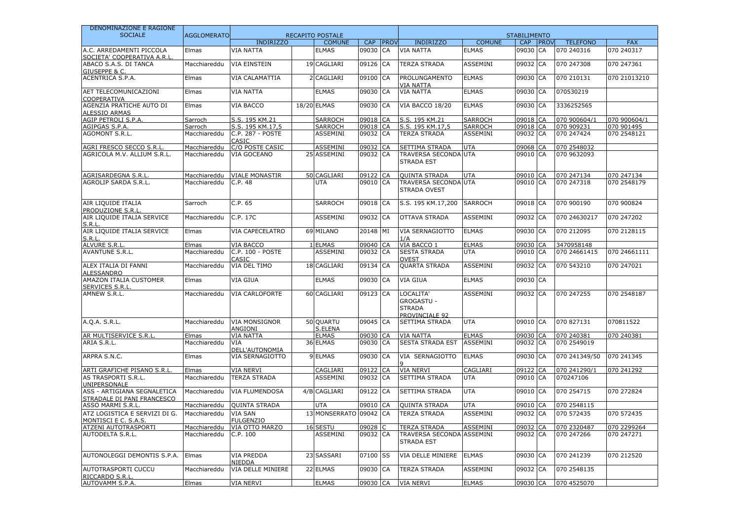| DENOMINAZIONE E RAGIONE SOCIALE | AGGLOMERATO | RECAPITO POSTALE | | | | | STABILIMENTO | | | | | |
|---|---|---|---|---|---|---|---|---|---|---|---|---|
| | | INDIRIZZO | | COMUNE | CAP | PROV | INDIRIZZO | COMUNE | CAP | PROV | TELEFONO | FAX |
| A.C. ARREDAMENTI PICCOLA SOCIETA' COOPERATIVA A.R.L. | Elmas | VIA NATTA | | ELMAS | 09030 | CA | VIA NATTA | ELMAS | 09030 | CA | 070 240316 | 070 240317 |
| ABACO S.A.S. DI TANCA GIUSEPPE & C. | Macchiareddu | VIA EINSTEIN | 19 | CAGLIARI | 09126 | CA | TERZA STRADA | ASSEMINI | 09032 | CA | 070 247308 | 070 247361 |
| ACENTRICA S.P.A. | Elmas | VIA CALAMATTIA | 2 | CAGLIARI | 09100 | CA | PROLUNGAMENTO VIA NATTA | ELMAS | 09030 | CA | 070 210131 | 070 21013210 |
| AET TELECOMUNICAZIONI COOPERATIVA | Elmas | VIA NATTA | | ELMAS | 09030 | CA | VIA NATTA | ELMAS | 09030 | CA | 070530219 | |
| AGENZIA PRATICHE AUTO DI ALESSIO ARMAS | Elmas | VIA BACCO | 18/20 | ELMAS | 09030 | CA | VIA BACCO 18/20 | ELMAS | 09030 | CA | 3336252565 | |
| AGIP PETROLI S.P.A. | Sarroch | S.S. 195 KM.21 | | SARROCH | 09018 | CA | S.S. 195 KM.21 | SARROCH | 09018 | CA | 070 900604/1 | 070 900604/1 |
| AGIPGAS S.P.A. | Sarroch | S.S. 195 KM.17,5 | | SARROCH | 09018 | CA | S.S. 195 KM.17,5 | SARROCH | 09018 | CA | 070 909231 | 070 901495 |
| AGOMONT S.R.L. | Macchiareddu | C.P. 287 - POSTE CASIC | | ASSEMINI | 09032 | CA | TERZA STRADA | ASSEMINI | 09032 | CA | 070 247424 | 070 2548121 |
| AGRI FRESCO SECCO S.R.L. | Macchiareddu | C/O POSTE CASIC | | ASSEMINI | 09032 | CA | SETTIMA STRADA | UTA | 09068 | CA | 070 2548032 | |
| AGRICOLA M.V. ALLIUM S.R.L. | Macchiareddu | VIA GOCEANO | 25 | ASSEMINI | 09032 | CA | TRAVERSA SECONDA STRADA EST | UTA | 09010 | CA | 070 9632093 | |
| AGRISARDEGNA S.R.L. | Macchiareddu | VIALE MONASTIR | 50 | CAGLIARI | 09122 | CA | QUINTA STRADA | UTA | 09010 | CA | 070 247134 | 070 247134 |
| AGROLIP SARDA S.R.L. | Macchiareddu | C.P. 48 | | UTA | 09010 | CA | TRAVERSA SECONDA STRADA OVEST | UTA | 09010 | CA | 070 247318 | 070 2548179 |
| AIR LIQUIDE ITALIA PRODUZIONE S.R.L. | Sarroch | C.P. 65 | | SARROCH | 09018 | CA | S.S. 195 KM.17,200 | SARROCH | 09018 | CA | 070 900190 | 070 900824 |
| AIR LIQUIDE ITALIA SERVICE S.R.L. | Macchiareddu | C.P. 17C | | ASSEMINI | 09032 | CA | OTTAVA STRADA | ASSEMINI | 09032 | CA | 070 24630217 | 070 247202 |
| AIR LIQUIDE ITALIA SERVICE S.R.L. | Elmas | VIA CAPECELATRO | 69 | MILANO | 20148 | MI | VIA SERNAGIOTTO 1/A | ELMAS | 09030 | CA | 070 212095 | 070 2128115 |
| ALVURE S.R.L. | Elmas | VIA BACCO | 1 | ELMAS | 09040 | CA | VIA BACCO 1 | ELMAS | 09030 | CA | 3470958148 | |
| AVANTUNE S.R.L. | Macchiareddu | C.P. 100 - POSTE CASIC | | ASSEMINI | 09032 | CA | SESTA STRADA OVEST | UTA | 09010 | CA | 070 24661415 | 070 24661111 |
| ALEX ITALIA DI FANNI ALESSANDRO | Macchiareddu | VIA DEL TIMO | 18 | CAGLIARI | 09134 | CA | QUARTA STRADA | ASSEMINI | 09032 | CA | 070 543210 | 070 247021 |
| AMAZON ITALIA CUSTOMER SERVICES S.R.L. | Elmas | VIA GIUA | | ELMAS | 09030 | CA | VIA GIUA | ELMAS | 09030 | CA | | |
| AMNEW S.R.L. | Macchiareddu | VIA CARLOFORTE | 60 | CAGLIARI | 09123 | CA | LOCALITA' GROGASTU - STRADA PROVINCIALE 92 | ASSEMINI | 09032 | CA | 070 247255 | 070 2548187 |
| A.Q.A. S.R.L. | Macchiareddu | VIA MONSIGNOR ANGIONI | 50 | QUARTU S.ELENA | 09045 | CA | SETTIMA STRADA | UTA | 09010 | CA | 070 827131 | 070811522 |
| AR MULTISERVICE S.R.L. | Elmas | VIA NATTA | | ELMAS | 09030 | CA | VIA NATTA | ELMAS | 09030 | CA | 070 240381 | 070 240381 |
| ARIA S.R.L. | Macchiareddu | VIA DELL'AUTONOMIA | 36 | ELMAS | 09030 | CA | SESTA STRADA EST | ASSEMINI | 09032 | CA | 070 2549019 | |
| ARPRA S.N.C. | Elmas | VIA SERNAGIOTTO | 9 | ELMAS | 09030 | CA | VIA SERNAGIOTTO 9 | ELMAS | 09030 | CA | 070 241349/50 | 070 241345 |
| ARTI GRAFICHE PISANO S.R.L. | Elmas | VIA NERVI | | CAGLIARI | 09122 | CA | VIA NERVI | CAGLIARI | 09122 | CA | 070 241290/1 | 070 241292 |
| AS TRASPORTI S.R.L. UNIPERSONALE | Macchiareddu | TERZA STRADA | | ASSEMINI | 09032 | CA | SETTIMA STRADA | UTA | 09010 | CA | 070247106 | |
| ASS - ARTIGIANA SEGNALETICA STRADALE DI PANI FRANCESCO | Macchiareddu | VIA FLUMENDOSA | 4/B | CAGLIARI | 09122 | CA | SETTIMA STRADA | UTA | 09010 | CA | 070 254715 | 070 272824 |
| ASSO MARMI S.R.L. | Macchiareddu | QUINTA STRADA | | UTA | 09010 | CA | QUINTA STRADA | UTA | 09010 | CA | 070 2548115 | |
| ATZ LOGISTICA E SERVIZI DI G. MONTISCI E C. S.A.S. | Macchiareddu | VIA SAN FULGENZIO | 13 | MONSERRATO | 09042 | CA | TERZA STRADA | ASSEMINI | 09032 | CA | 070 572435 | 070 572435 |
| ATZENI AUTOTRASPORTI | Macchiareddu | VIA OTTO MARZO | 16 | SESTU | 09028 | C | TERZA STRADA | ASSEMINI | 09032 | CA | 070 2320487 | 070 2299264 |
| AUTODELTA S.R.L. | Macchiareddu | C.P. 100 | | ASSEMINI | 09032 | CA | TRAVERSA SECONDA STRADA EST | ASSEMINI | 09032 | CA | 070 247266 | 070 247271 |
| AUTONOLEGGI DEMONTIS S.P.A. | Elmas | VIA PREDDA NIEDDA | 23 | SASSARI | 07100 | SS | VIA DELLE MINIERE | ELMAS | 09030 | CA | 070 241239 | 070 212520 |
| AUTOTRASPORTI CUCCU RICCARDO S.R.L. | Macchiareddu | VIA DELLE MINIERE | 22 | ELMAS | 09030 | CA | TERZA STRADA | ASSEMINI | 09032 | CA | 070 2548135 | |
| AUTOVAMM S.P.A. | Elmas | VIA NERVI | | ELMAS | 09030 | CA | VIA NERVI | ELMAS | 09030 | CA | 070 4525070 | |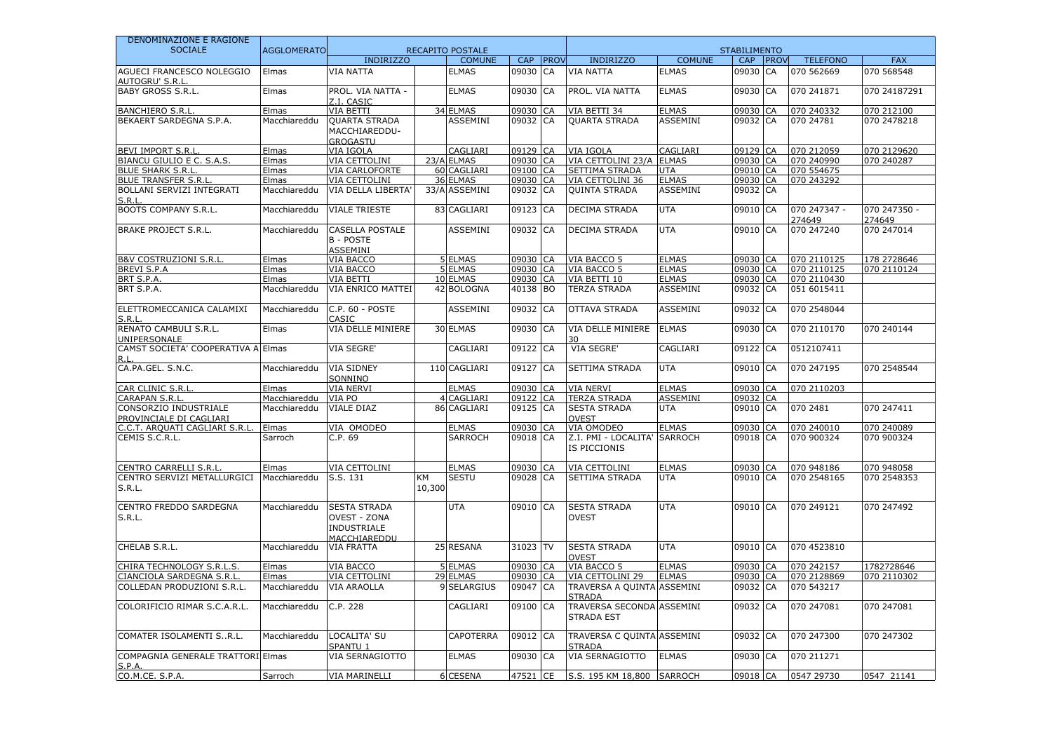| DENOMINAZIONE E RAGIONE SOCIALE | AGGLOMERATO | RECAPITO POSTALE | | | | | STABILIMENTO | | | | | |
|---|---|---|---|---|---|---|---|---|---|---|---|---|
| | | INDIRIZZO | | COMUNE | CAP | PROV | INDIRIZZO | COMUNE | CAP | PROV | TELEFONO | FAX |
| AGUECI FRANCESCO NOLEGGIO AUTOGRU' S.R.L. | Elmas | VIA NATTA | | ELMAS | 09030 | CA | VIA NATTA | ELMAS | 09030 | CA | 070 562669 | 070 568548 |
| BABY GROSS S.R.L. | Elmas | PROL. VIA NATTA - Z.I. CASIC | | ELMAS | 09030 | CA | PROL. VIA NATTA | ELMAS | 09030 | CA | 070 241871 | 070 24187291 |
| BANCHIERO S.R.L. | Elmas | VIA BETTI | 34 | ELMAS | 09030 | CA | VIA BETTI 34 | ELMAS | 09030 | CA | 070 240332 | 070 212100 |
| BEKAERT SARDEGNA S.P.A. | Macchiareddu | QUARTA STRADA MACCHIAREDDU-GROGASTU | | ASSEMINI | 09032 | CA | QUARTA STRADA | ASSEMINI | 09032 | CA | 070 24781 | 070 2478218 |
| BEVI IMPORT S.R.L. | Elmas | VIA IGOLA | | CAGLIARI | 09129 | CA | VIA IGOLA | CAGLIARI | 09129 | CA | 070 212059 | 070 2129620 |
| BIANCU GIULIO E C. S.A.S. | Elmas | VIA CETTOLINI | 23/A | ELMAS | 09030 | CA | VIA CETTOLINI 23/A | ELMAS | 09030 | CA | 070 240990 | 070 240287 |
| BLUE SHARK S.R.L. | Elmas | VIA CARLOFORTE | 60 | CAGLIARI | 09100 | CA | SETTIMA STRADA | UTA | 09010 | CA | 070 554675 | |
| BLUE TRANSFER S.R.L. | Elmas | VIA CETTOLINI | 36 | ELMAS | 09030 | CA | VIA CETTOLINI 36 | ELMAS | 09030 | CA | 070 243292 | |
| BOLLANI SERVIZI INTEGRATI S.R.L. | Macchiareddu | VIA DELLA LIBERTA' | 33/A | ASSEMINI | 09032 | CA | QUINTA STRADA | ASSEMINI | 09032 | CA | | |
| BOOTS COMPANY S.R.L. | Macchiareddu | VIALE TRIESTE | 83 | CAGLIARI | 09123 | CA | DECIMA STRADA | UTA | 09010 | CA | 070 247347 - 274649 | 070 247350 - 274649 |
| BRAKE PROJECT S.R.L. | Macchiareddu | CASELLA POSTALE B - POSTE ASSEMINI | | ASSEMINI | 09032 | CA | DECIMA STRADA | UTA | 09010 | CA | 070 247240 | 070 247014 |
| B&V COSTRUZIONI S.R.L. | Elmas | VIA BACCO | 5 | ELMAS | 09030 | CA | VIA BACCO 5 | ELMAS | 09030 | CA | 070 2110125 | 178 2728646 |
| BREVI S.P.A | Elmas | VIA BACCO | 5 | ELMAS | 09030 | CA | VIA BACCO 5 | ELMAS | 09030 | CA | 070 2110125 | 070 2110124 |
| BRT S.P.A. | Elmas | VIA BETTI | 10 | ELMAS | 09030 | CA | VIA BETTI 10 | ELMAS | 09030 | CA | 070 2110430 | |
| BRT S.P.A. | Macchiareddu | VIA ENRICO MATTEI | 42 | BOLOGNA | 40138 | BO | TERZA STRADA | ASSEMINI | 09032 | CA | 051 6015411 | |
| ELETTROMECCANICA CALAMIXI S.R.L. | Macchiareddu | C.P. 60 - POSTE CASIC | | ASSEMINI | 09032 | CA | OTTAVA STRADA | ASSEMINI | 09032 | CA | 070 2548044 | |
| RENATO CAMBULI S.R.L. UNIPERSONALE | Elmas | VIA DELLE MINIERE | 30 | ELMAS | 09030 | CA | VIA DELLE MINIERE 30 | ELMAS | 09030 | CA | 070 2110170 | 070 240144 |
| CAMST SOCIETA' COOPERATIVA A R.L. | Elmas | VIA SEGRE' | | CAGLIARI | 09122 | CA | VIA SEGRE' | CAGLIARI | 09122 | CA | 0512107411 | |
| CA.PA.GEL. S.N.C. | Macchiareddu | VIA SIDNEY SONNINO | 110 | CAGLIARI | 09127 | CA | SETTIMA STRADA | UTA | 09010 | CA | 070 247195 | 070 2548544 |
| CAR CLINIC S.R.L. | Elmas | VIA NERVI | | ELMAS | 09030 | CA | VIA NERVI | ELMAS | 09030 | CA | 070 2110203 | |
| CARAPAN S.R.L. | Macchiareddu | VIA PO | 4 | CAGLIARI | 09122 | CA | TERZA STRADA | ASSEMINI | 09032 | CA | | |
| CONSORZIO INDUSTRIALE PROVINCIALE DI CAGLIARI | Macchiareddu | VIALE DIAZ | 86 | CAGLIARI | 09125 | CA | SESTA STRADA OVEST | UTA | 09010 | CA | 070 2481 | 070 247411 |
| C.C.T. ARQUATI CAGLIARI S.R.L. | Elmas | VIA OMODEO | | ELMAS | 09030 | CA | VIA OMODEO | ELMAS | 09030 | CA | 070 240010 | 070 240089 |
| CEMIS S.C.R.L. | Sarroch | C.P. 69 | | SARROCH | 09018 | CA | Z.I. PMI - LOCALITA' IS PICCIONIS | SARROCH | 09018 | CA | 070 900324 | 070 900324 |
| CENTRO CARRELLI S.R.L. | Elmas | VIA CETTOLINI | | ELMAS | 09030 | CA | VIA CETTOLINI | ELMAS | 09030 | CA | 070 948186 | 070 948058 |
| CENTRO SERVIZI METALLURGICI S.R.L. | Macchiareddu | S.S. 131 | KM 10,300 | SESTU | 09028 | CA | SETTIMA STRADA | UTA | 09010 | CA | 070 2548165 | 070 2548353 |
| CENTRO FREDDO SARDEGNA S.R.L. | Macchiareddu | SESTA STRADA OVEST - ZONA INDUSTRIALE MACCHIAREDDU | | UTA | 09010 | CA | SESTA STRADA OVEST | UTA | 09010 | CA | 070 249121 | 070 247492 |
| CHELAB S.R.L. | Macchiareddu | VIA FRATTA | 25 | RESANA | 31023 | TV | SESTA STRADA OVEST | UTA | 09010 | CA | 070 4523810 | |
| CHIRA TECHNOLOGY S.R.L.S. | Elmas | VIA BACCO | 5 | ELMAS | 09030 | CA | VIA BACCO 5 | ELMAS | 09030 | CA | 070 242157 | 1782728646 |
| CIANCIOLA SARDEGNA S.R.L. | Elmas | VIA CETTOLINI | 29 | ELMAS | 09030 | CA | VIA CETTOLINI 29 | ELMAS | 09030 | CA | 070 2128869 | 070 2110302 |
| COLLEDAN PRODUZIONI S.R.L. | Macchiareddu | VIA ARAOLLA | 9 | SELARGIUS | 09047 | CA | TRAVERSA A QUINTA STRADA | ASSEMINI | 09032 | CA | 070 543217 | |
| COLORIFICIO RIMAR S.C.A.R.L. | Macchiareddu | C.P. 228 | | CAGLIARI | 09100 | CA | TRAVERSA SECONDA STRADA EST | ASSEMINI | 09032 | CA | 070 247081 | 070 247081 |
| COMATER ISOLAMENTI S..R.L. | Macchiareddu | LOCALITA' SU SPANTU 1 | | CAPOTERRA | 09012 | CA | TRAVERSA C QUINTA STRADA | ASSEMINI | 09032 | CA | 070 247300 | 070 247302 |
| COMPAGNIA GENERALE TRATTORI S.P.A. | Elmas | VIA SERNAGIOTTO | | ELMAS | 09030 | CA | VIA SERNAGIOTTO | ELMAS | 09030 | CA | 070 211271 | |
| CO.M.CE. S.P.A. | Sarroch | VIA MARINELLI | 6 | CESENA | 47521 | CE | S.S. 195 KM 18,800 | SARROCH | 09018 | CA | 0547 29730 | 0547 21141 |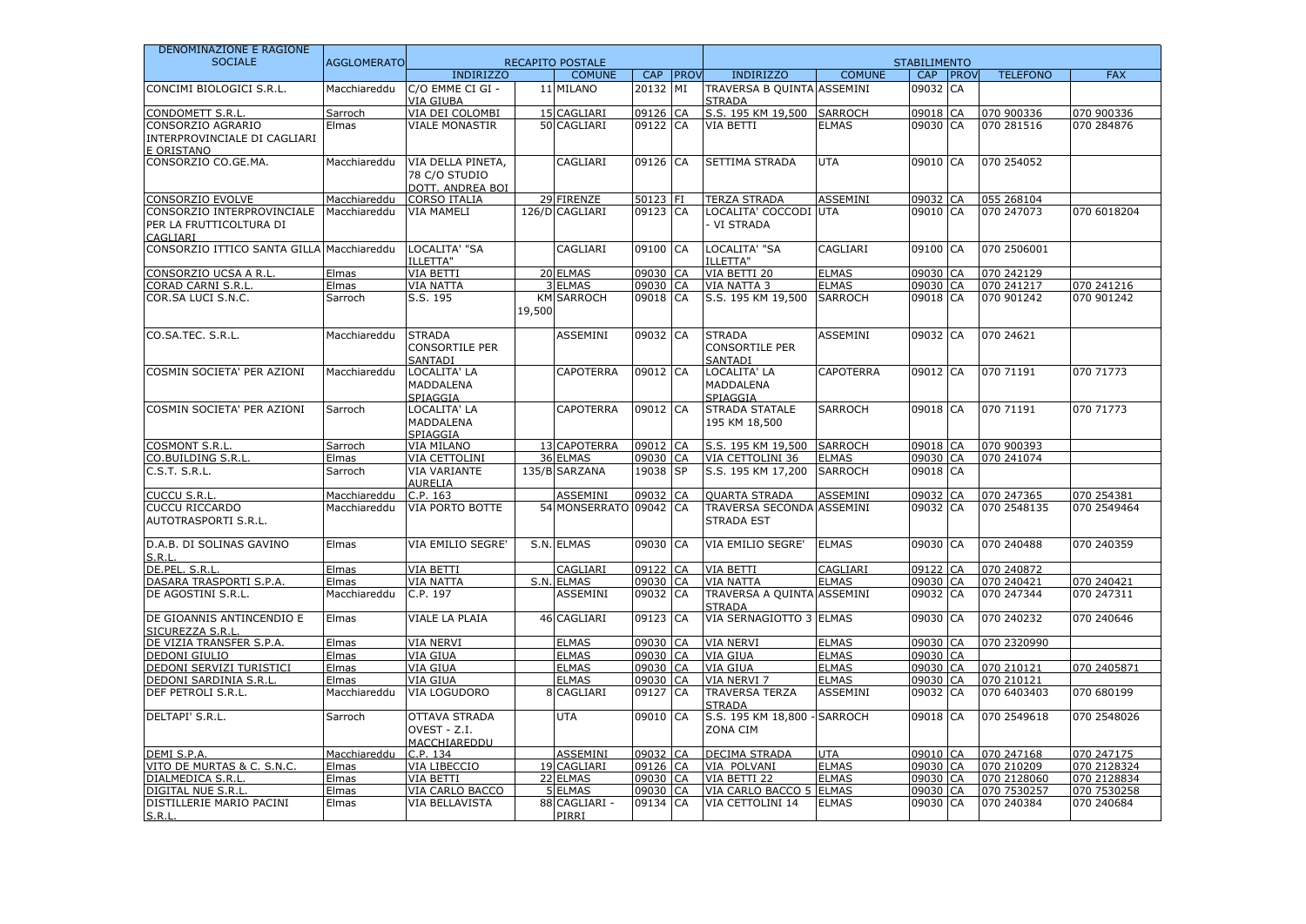| DENOMINAZIONE E RAGIONE SOCIALE | AGGLOMERATO | RECAPITO POSTALE | | | | | STABILIMENTO | | | | | |
|---|---|---|---|---|---|---|---|---|---|---|---|---|
| | | INDIRIZZO | | COMUNE | CAP | PROV | INDIRIZZO | COMUNE | CAP | PROV | TELEFONO | FAX |
| CONCIMI BIOLOGICI S.R.L. | Macchiareddu | C/O EMME CI GI - VIA GIUBA | 11 | MILANO | 20132 | MI | TRAVERSA B QUINTA STRADA | ASSEMINI | 09032 | CA | | |
| CONDOMETT S.R.L. | Sarroch | VIA DEI COLOMBI | 15 | CAGLIARI | 09126 | CA | S.S. 195 KM 19,500 | SARROCH | 09018 | CA | 070 900336 | 070 900336 |
| CONSORZIO AGRARIO INTERPROVINCIALE DI CAGLIARI E ORISTANO | Elmas | VIALE MONASTIR | 50 | CAGLIARI | 09122 | CA | VIA BETTI | ELMAS | 09030 | CA | 070 281516 | 070 284876 |
| CONSORZIO CO.GE.MA. | Macchiareddu | VIA DELLA PINETA, 78 C/O STUDIO DOTT. ANDREA BOI | | CAGLIARI | 09126 | CA | SETTIMA STRADA | UTA | 09010 | CA | 070 254052 | |
| CONSORZIO EVOLVE | Macchiareddu | CORSO ITALIA | 29 | FIRENZE | 50123 | FI | TERZA STRADA | ASSEMINI | 09032 | CA | 055 268104 | |
| CONSORZIO INTERPROVINCIALE PER LA FRUTTICOLTURA DI CAGLIARI | Macchiareddu | VIA MAMELI | 126/D | CAGLIARI | 09123 | CA | LOCALITA' COCCODI - VI STRADA | UTA | 09010 | CA | 070 247073 | 070 6018204 |
| CONSORZIO ITTICO SANTA GILLA | Macchiareddu | LOCALITA' "SA ILLETTA" | | CAGLIARI | 09100 | CA | LOCALITA' "SA ILLETTA" | CAGLIARI | 09100 | CA | 070 2506001 | |
| CONSORZIO UCSA A R.L. | Elmas | VIA BETTI | 20 | ELMAS | 09030 | CA | VIA BETTI 20 | ELMAS | 09030 | CA | 070 242129 | |
| CORAD CARNI S.R.L. | Elmas | VIA NATTA | 3 | ELMAS | 09030 | CA | VIA NATTA 3 | ELMAS | 09030 | CA | 070 241217 | 070 241216 |
| COR.SA LUCI S.N.C. | Sarroch | S.S. 195 | KM 19,500 | SARROCH | 09018 | CA | S.S. 195 KM 19,500 | SARROCH | 09018 | CA | 070 901242 | 070 901242 |
| CO.SA.TEC. S.R.L. | Macchiareddu | STRADA CONSORTILE PER SANTADI | | ASSEMINI | 09032 | CA | STRADA CONSORTILE PER SANTADI | ASSEMINI | 09032 | CA | 070 24621 | |
| COSMIN SOCIETA' PER AZIONI | Macchiareddu | LOCALITA' LA MADDALENA SPIAGGIA | | CAPOTERRA | 09012 | CA | LOCALITA' LA MADDALENA SPIAGGIA | CAPOTERRA | 09012 | CA | 070 71191 | 070 71773 |
| COSMIN SOCIETA' PER AZIONI | Sarroch | LOCALITA' LA MADDALENA SPIAGGIA | | CAPOTERRA | 09012 | CA | STRADA STATALE 195 KM 18,500 | SARROCH | 09018 | CA | 070 71191 | 070 71773 |
| COSMONT S.R.L. | Sarroch | VIA MILANO | 13 | CAPOTERRA | 09012 | CA | S.S. 195 KM 19,500 | SARROCH | 09018 | CA | 070 900393 | |
| CO.BUILDING S.R.L. | Elmas | VIA CETTOLINI | 36 | ELMAS | 09030 | CA | VIA CETTOLINI 36 | ELMAS | 09030 | CA | 070 241074 | |
| C.S.T. S.R.L. | Sarroch | VIA VARIANTE AURELIA | 135/B | SARZANA | 19038 | SP | S.S. 195 KM 17,200 | SARROCH | 09018 | CA | | |
| CUCCU S.R.L. | Macchiareddu | C.P. 163 | | ASSEMINI | 09032 | CA | QUARTA STRADA | ASSEMINI | 09032 | CA | 070 247365 | 070 254381 |
| CUCCU RICCARDO AUTOTRASPORTI S.R.L. | Macchiareddu | VIA PORTO BOTTE | 54 | MONSERRATO | 09042 | CA | TRAVERSA SECONDA STRADA EST | ASSEMINI | 09032 | CA | 070 2548135 | 070 2549464 |
| D.A.B. DI SOLINAS GAVINO S.R.L. | Elmas | VIA EMILIO SEGRE' | S.N. | ELMAS | 09030 | CA | VIA EMILIO SEGRE' | ELMAS | 09030 | CA | 070 240488 | 070 240359 |
| DE.PEL. S.R.L. | Elmas | VIA BETTI | | CAGLIARI | 09122 | CA | VIA BETTI | CAGLIARI | 09122 | CA | 070 240872 | |
| DASARA TRASPORTI S.P.A. | Elmas | VIA NATTA | S.N. | ELMAS | 09030 | CA | VIA NATTA | ELMAS | 09030 | CA | 070 240421 | 070 240421 |
| DE AGOSTINI S.R.L. | Macchiareddu | C.P. 197 | | ASSEMINI | 09032 | CA | TRAVERSA A QUINTA STRADA | ASSEMINI | 09032 | CA | 070 247344 | 070 247311 |
| DE GIOANNIS ANTINCENDIO E SICUREZZA S.R.L. | Elmas | VIALE LA PLAIA | 46 | CAGLIARI | 09123 | CA | VIA SERNAGIOTTO 3 | ELMAS | 09030 | CA | 070 240232 | 070 240646 |
| DE VIZIA TRANSFER S.P.A. | Elmas | VIA NERVI | | ELMAS | 09030 | CA | VIA NERVI | ELMAS | 09030 | CA | 070 2320990 | |
| DEDONI GIULIO | Elmas | VIA GIUA | | ELMAS | 09030 | CA | VIA GIUA | ELMAS | 09030 | CA | | |
| DEDONI SERVIZI TURISTICI | Elmas | VIA GIUA | | ELMAS | 09030 | CA | VIA GIUA | ELMAS | 09030 | CA | 070 210121 | 070 2405871 |
| DEDONI SARDINIA S.R.L. | Elmas | VIA GIUA | | ELMAS | 09030 | CA | VIA NERVI 7 | ELMAS | 09030 | CA | 070 210121 | |
| DEF PETROLI S.R.L. | Macchiareddu | VIA LOGUDORO | 8 | CAGLIARI | 09127 | CA | TRAVERSA TERZA STRADA | ASSEMINI | 09032 | CA | 070 6403403 | 070 680199 |
| DELTAPI' S.R.L. | Sarroch | OTTAVA STRADA OVEST - Z.I. MACCHIAREDDU | | UTA | 09010 | CA | S.S. 195 KM 18,800 - ZONA CIM | SARROCH | 09018 | CA | 070 2549618 | 070 2548026 |
| DEMI S.P.A. | Macchiareddu | C.P. 134 | | ASSEMINI | 09032 | CA | DECIMA STRADA | UTA | 09010 | CA | 070 247168 | 070 247175 |
| VITO DE MURTAS & C. S.N.C. | Elmas | VIA LIBECCIO | 19 | CAGLIARI | 09126 | CA | VIA POLVANI | ELMAS | 09030 | CA | 070 210209 | 070 2128324 |
| DIALMEDICA S.R.L. | Elmas | VIA BETTI | 22 | ELMAS | 09030 | CA | VIA BETTI 22 | ELMAS | 09030 | CA | 070 2128060 | 070 2128834 |
| DIGITAL NUE S.R.L. | Elmas | VIA CARLO BACCO | 5 | ELMAS | 09030 | CA | VIA CARLO BACCO 5 | ELMAS | 09030 | CA | 070 7530257 | 070 7530258 |
| DISTILLERIE MARIO PACINI S.R.L. | Elmas | VIA BELLAVISTA | 88 | CAGLIARI - PIRRI | 09134 | CA | VIA CETTOLINI 14 | ELMAS | 09030 | CA | 070 240384 | 070 240684 |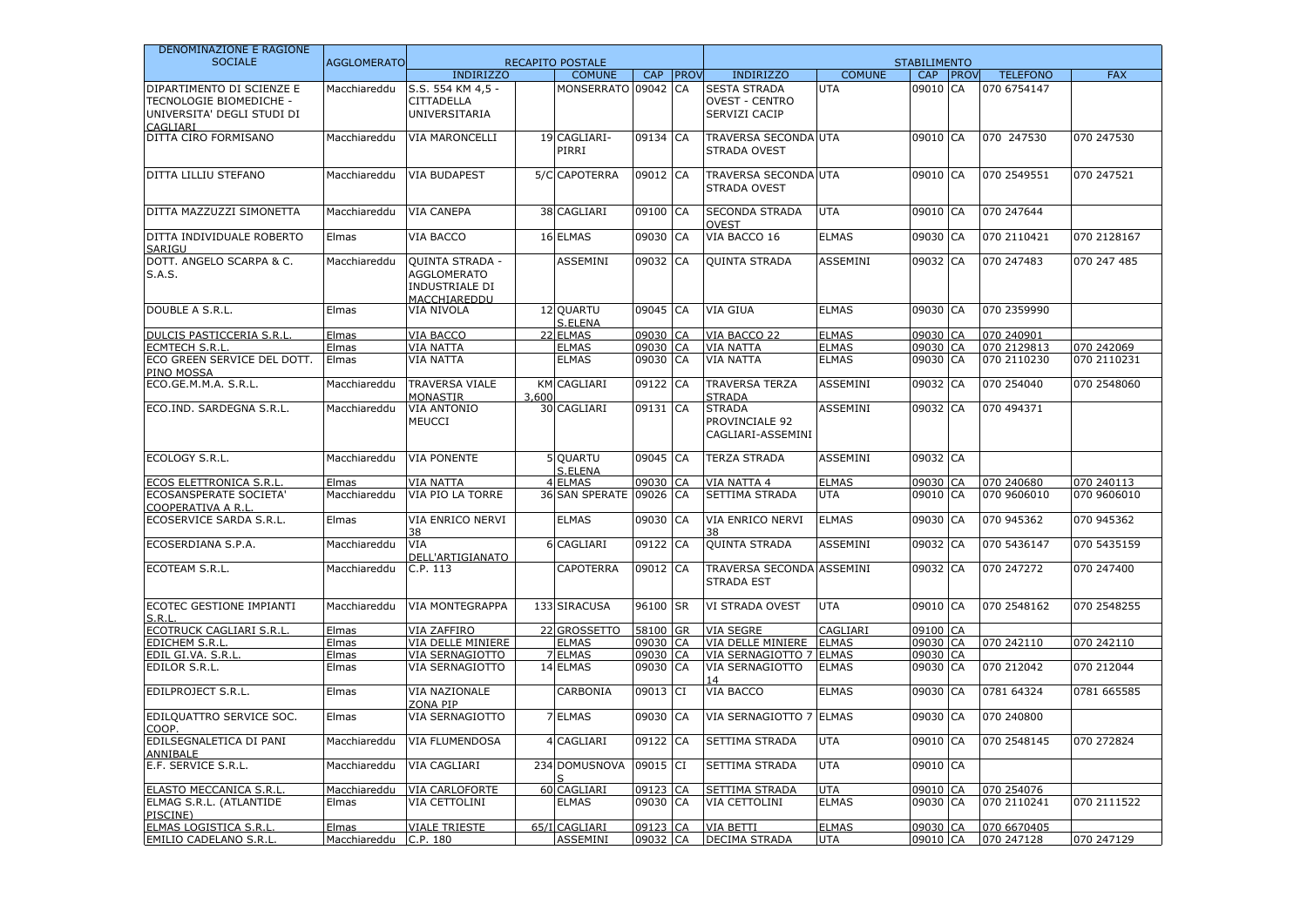| DENOMINAZIONE E RAGIONE SOCIALE | AGGLOMERATO | RECAPITO POSTALE | | | | | STABILIMENTO | | | | | |
|---|---|---|---|---|---|---|---|---|---|---|---|---|
| | | INDIRIZZO | | COMUNE | CAP | PROV | INDIRIZZO | COMUNE | CAP | PROV | TELEFONO | FAX |
| DIPARTIMENTO DI SCIENZE E TECNOLOGIE BIOMEDICHE - UNIVERSITA' DEGLI STUDI DI CAGLIARI | Macchiareddu | S.S. 554 KM 4,5 - CITTADELLA UNIVERSITARIA | | MONSERRATO | 09042 | CA | SESTA STRADA OVEST - CENTRO SERVIZI CACIP | UTA | 09010 | CA | 070 6754147 | |
| DITTA CIRO FORMISANO | Macchiareddu | VIA MARONCELLI | 19 | CAGLIARI-PIRRI | 09134 | CA | TRAVERSA SECONDA STRADA OVEST | UTA | 09010 | CA | 070 247530 | 070 247530 |
| DITTA LILLIU STEFANO | Macchiareddu | VIA BUDAPEST | 5/C | CAPOTERRA | 09012 | CA | TRAVERSA SECONDA STRADA OVEST | UTA | 09010 | CA | 070 2549551 | 070 247521 |
| DITTA MAZZUZZI SIMONETTA | Macchiareddu | VIA CANEPA | 38 | CAGLIARI | 09100 | CA | SECONDA STRADA OVEST | UTA | 09010 | CA | 070 247644 | |
| DITTA INDIVIDUALE ROBERTO SARIGU | Elmas | VIA BACCO | 16 | ELMAS | 09030 | CA | VIA BACCO 16 | ELMAS | 09030 | CA | 070 2110421 | 070 2128167 |
| DOTT. ANGELO SCARPA & C. S.A.S. | Macchiareddu | QUINTA STRADA - AGGLOMERATO INDUSTRIALE DI MACCHIAREDDU | | ASSEMINI | 09032 | CA | QUINTA STRADA | ASSEMINI | 09032 | CA | 070 247483 | 070 247 485 |
| DOUBLE A S.R.L. | Elmas | VIA NIVOLA | 12 | QUARTU S.ELENA | 09045 | CA | VIA GIUA | ELMAS | 09030 | CA | 070 2359990 | |
| DULCIS PASTICCERIA S.R.L. | Elmas | VIA BACCO | 22 | ELMAS | 09030 | CA | VIA BACCO 22 | ELMAS | 09030 | CA | 070 240901 | |
| ECMTECH S.R.L. | Elmas | VIA NATTA | | ELMAS | 09030 | CA | VIA NATTA | ELMAS | 09030 | CA | 070 2129813 | 070 242069 |
| ECO GREEN SERVICE DEL DOTT. PINO MOSSA | Elmas | VIA NATTA | | ELMAS | 09030 | CA | VIA NATTA | ELMAS | 09030 | CA | 070 2110230 | 070 2110231 |
| ECO.GE.M.M.A. S.R.L. | Macchiareddu | TRAVERSA VIALE MONASTIR | KM 3,600 | CAGLIARI | 09122 | CA | TRAVERSA TERZA STRADA | ASSEMINI | 09032 | CA | 070 254040 | 070 2548060 |
| ECO.IND. SARDEGNA S.R.L. | Macchiareddu | VIA ANTONIO MEUCCI | 30 | CAGLIARI | 09131 | CA | STRADA PROVINCIALE 92 CAGLIARI-ASSEMINI | ASSEMINI | 09032 | CA | 070 494371 | |
| ECOLOGY S.R.L. | Macchiareddu | VIA PONENTE | 5 | QUARTU S.ELENA | 09045 | CA | TERZA STRADA | ASSEMINI | 09032 | CA | | |
| ECOS ELETTRONICA S.R.L. | Elmas | VIA NATTA | 4 | ELMAS | 09030 | CA | VIA NATTA 4 | ELMAS | 09030 | CA | 070 240680 | 070 240113 |
| ECOSANSPERATE SOCIETA' COOPERATIVA A R.L. | Macchiareddu | VIA PIO LA TORRE | 36 | SAN SPERATE | 09026 | CA | SETTIMA STRADA | UTA | 09010 | CA | 070 9606010 | 070 9606010 |
| ECOSERVICE SARDA S.R.L. | Elmas | VIA ENRICO NERVI 38 | | ELMAS | 09030 | CA | VIA ENRICO NERVI 38 | ELMAS | 09030 | CA | 070 945362 | 070 945362 |
| ECOSERDIANA S.P.A. | Macchiareddu | VIA DELL'ARTIGIANATO | 6 | CAGLIARI | 09122 | CA | QUINTA STRADA | ASSEMINI | 09032 | CA | 070 5436147 | 070 5435159 |
| ECOTEAM S.R.L. | Macchiareddu | C.P. 113 | | CAPOTERRA | 09012 | CA | TRAVERSA SECONDA STRADA EST | ASSEMINI | 09032 | CA | 070 247272 | 070 247400 |
| ECOTEC GESTIONE IMPIANTI S.R.L. | Macchiareddu | VIA MONTEGRAPPA | 133 | SIRACUSA | 96100 | SR | VI STRADA OVEST | UTA | 09010 | CA | 070 2548162 | 070 2548255 |
| ECOTRUCK CAGLIARI S.R.L. | Elmas | VIA ZAFFIRO | 22 | GROSSETTO | 58100 | GR | VIA SEGRE | CAGLIARI | 09100 | CA | | |
| EDICHEM S.R.L. | Elmas | VIA DELLE MINIERE | | ELMAS | 09030 | CA | VIA DELLE MINIERE | ELMAS | 09030 | CA | 070 242110 | 070 242110 |
| EDIL GI.VA. S.R.L. | Elmas | VIA SERNAGIOTTO | 7 | ELMAS | 09030 | CA | VIA SERNAGIOTTO 7 | ELMAS | 09030 | CA | | |
| EDILOR S.R.L. | Elmas | VIA SERNAGIOTTO | 14 | ELMAS | 09030 | CA | VIA SERNAGIOTTO 14 | ELMAS | 09030 | CA | 070 212042 | 070 212044 |
| EDILPROJECT S.R.L. | Elmas | VIA NAZIONALE ZONA PIP | | CARBONIA | 09013 | CI | VIA BACCO | ELMAS | 09030 | CA | 0781 64324 | 0781 665585 |
| EDILQUATTRO SERVICE SOC. COOP. | Elmas | VIA SERNAGIOTTO | 7 | ELMAS | 09030 | CA | VIA SERNAGIOTTO 7 | ELMAS | 09030 | CA | 070 240800 | |
| EDILSEGNALETICA DI PANI ANNIBALE | Macchiareddu | VIA FLUMENDOSA | 4 | CAGLIARI | 09122 | CA | SETTIMA STRADA | UTA | 09010 | CA | 070 2548145 | 070 272824 |
| E.F. SERVICE S.R.L. | Macchiareddu | VIA CAGLIARI | 234 | DOMUSNOVAS | 09015 | CI | SETTIMA STRADA | UTA | 09010 | CA | | |
| ELASTO MECCANICA S.R.L. | Macchiareddu | VIA CARLOFORTE | 60 | CAGLIARI | 09123 | CA | SETTIMA STRADA | UTA | 09010 | CA | 070 254076 | |
| ELMAG S.R.L. (ATLANTIDE PISCINE) | Elmas | VIA CETTOLINI | | ELMAS | 09030 | CA | VIA CETTOLINI | ELMAS | 09030 | CA | 070 2110241 | 070 2111522 |
| ELMAS LOGISTICA S.R.L. | Elmas | VIALE TRIESTE | 65/I | CAGLIARI | 09123 | CA | VIA BETTI | ELMAS | 09030 | CA | 070 6670405 | |
| EMILIO CADELANO S.R.L. | Macchiareddu | C.P. 180 | | ASSEMINI | 09032 | CA | DECIMA STRADA | UTA | 09010 | CA | 070 247128 | 070 247129 |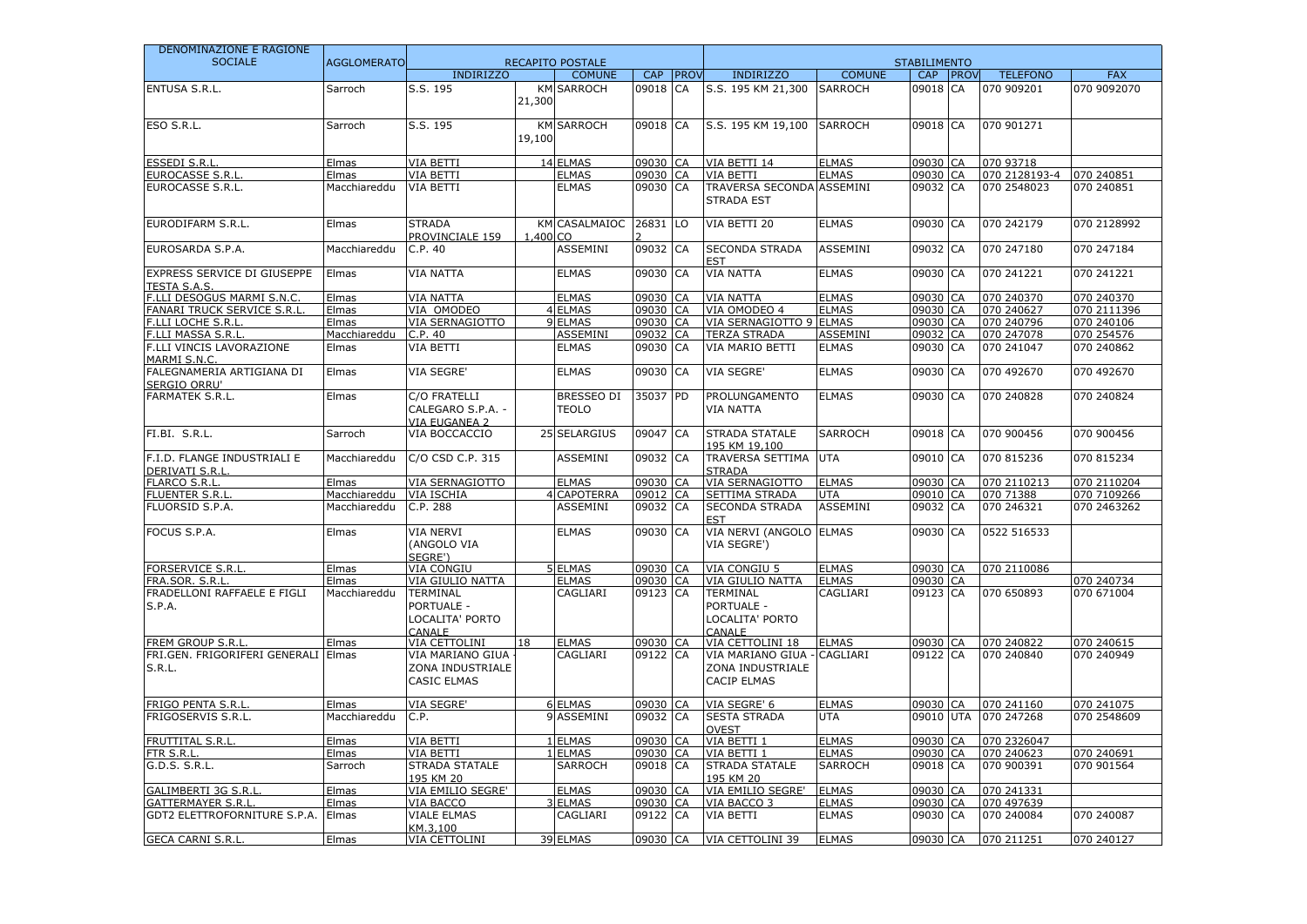| DENOMINAZIONE E RAGIONE SOCIALE | AGGLOMERATO | RECAPITO POSTALE | | | | | STABILIMENTO | | | | | |
|---|---|---|---|---|---|---|---|---|---|---|---|---|
| | | INDIRIZZO | | COMUNE | CAP | PROV | INDIRIZZO | COMUNE | CAP | PROV | TELEFONO | FAX |
| ENTUSA S.R.L. | Sarroch | S.S. 195 | KM 21,300 | SARROCH | 09018 | CA | S.S. 195 KM 21,300 | SARROCH | 09018 | CA | 070 909201 | 070 9092070 |
| ESO S.R.L. | Sarroch | S.S. 195 | KM 19,100 | SARROCH | 09018 | CA | S.S. 195 KM 19,100 | SARROCH | 09018 | CA | 070 901271 | |
| ESSEDI S.R.L. | Elmas | VIA BETTI | 14 | ELMAS | 09030 | CA | VIA BETTI 14 | ELMAS | 09030 | CA | 070 93718 | |
| EUROCASSE S.R.L. | Elmas | VIA BETTI | | ELMAS | 09030 | CA | VIA BETTI | ELMAS | 09030 | CA | 070 2128193-4 | 070 240851 |
| EUROCASSE S.R.L. | Macchiareddu | VIA BETTI | | ELMAS | 09030 | CA | TRAVERSA SECONDA STRADA EST | ASSEMINI | 09032 | CA | 070 2548023 | 070 240851 |
| EURODIFARM S.R.L. | Elmas | STRADA PROVINCIALE 159 | KM 1,400 | CASALMAIOCCO | 26831 2 | LO | VIA BETTI 20 | ELMAS | 09030 | CA | 070 242179 | 070 2128992 |
| EUROSARDA S.P.A. | Macchiareddu | C.P. 40 | | ASSEMINI | 09032 | CA | SECONDA STRADA EST | ASSEMINI | 09032 | CA | 070 247180 | 070 247184 |
| EXPRESS SERVICE DI GIUSEPPE TESTA S.A.S. | Elmas | VIA NATTA | | ELMAS | 09030 | CA | VIA NATTA | ELMAS | 09030 | CA | 070 241221 | 070 241221 |
| F.LLI DESOGUS MARMI S.N.C. | Elmas | VIA NATTA | | ELMAS | 09030 | CA | VIA NATTA | ELMAS | 09030 | CA | 070 240370 | 070 240370 |
| FANARI TRUCK SERVICE S.R.L. | Elmas | VIA OMODEO | 4 | ELMAS | 09030 | CA | VIA OMODEO 4 | ELMAS | 09030 | CA | 070 240627 | 070 2111396 |
| F.LLI LOCHE S.R.L. | Elmas | VIA SERNAGIOTTO | 9 | ELMAS | 09030 | CA | VIA SERNAGIOTTO 9 | ELMAS | 09030 | CA | 070 240796 | 070 240106 |
| F.LLI MASSA S.R.L. | Macchiareddu | C.P. 40 | | ASSEMINI | 09032 | CA | TERZA STRADA | ASSEMINI | 09032 | CA | 070 247078 | 070 254576 |
| F.LLI VINCIS LAVORAZIONE MARMI S.N.C. | Elmas | VIA BETTI | | ELMAS | 09030 | CA | VIA MARIO BETTI | ELMAS | 09030 | CA | 070 241047 | 070 240862 |
| FALEGNAMERIA ARTIGIANA DI SERGIO ORRU' | Elmas | VIA SEGRE' | | ELMAS | 09030 | CA | VIA SEGRE' | ELMAS | 09030 | CA | 070 492670 | 070 492670 |
| FARMATEK S.R.L. | Elmas | C/O FRATELLI CALEGARO S.P.A. - VIA EUGANEA 2 | | BRESSEO DI TEOLO | 35037 | PD | PROLUNGAMENTO VIA NATTA | ELMAS | 09030 | CA | 070 240828 | 070 240824 |
| FI.BI. S.R.L. | Sarroch | VIA BOCCACCIO | 25 | SELARGIUS | 09047 | CA | STRADA STATALE 195 KM 19,100 | SARROCH | 09018 | CA | 070 900456 | 070 900456 |
| F.I.D. FLANGE INDUSTRIALI E DERIVATI S.R.L. | Macchiareddu | C/O CSD C.P. 315 | | ASSEMINI | 09032 | CA | TRAVERSA SETTIMA STRADA | UTA | 09010 | CA | 070 815236 | 070 815234 |
| FLARCO S.R.L. | Elmas | VIA SERNAGIOTTO | | ELMAS | 09030 | CA | VIA SERNAGIOTTO | ELMAS | 09030 | CA | 070 2110213 | 070 2110204 |
| FLUENTER S.R.L. | Macchiareddu | VIA ISCHIA | 4 | CAPOTERRA | 09012 | CA | SETTIMA STRADA | UTA | 09010 | CA | 070 71388 | 070 7109266 |
| FLUORSID S.P.A. | Macchiareddu | C.P. 288 | | ASSEMINI | 09032 | CA | SECONDA STRADA EST | ASSEMINI | 09032 | CA | 070 246321 | 070 2463262 |
| FOCUS S.P.A. | Elmas | VIA NERVI (ANGOLO VIA SEGRE') | | ELMAS | 09030 | CA | VIA NERVI (ANGOLO VIA SEGRE') | ELMAS | 09030 | CA | 0522 516533 | |
| FORSERVICE S.R.L. | Elmas | VIA CONGIU | 5 | ELMAS | 09030 | CA | VIA CONGIU 5 | ELMAS | 09030 | CA | 070 2110086 | |
| FRA.SOR. S.R.L. | Elmas | VIA GIULIO NATTA | | ELMAS | 09030 | CA | VIA GIULIO NATTA | ELMAS | 09030 | CA | | 070 240734 |
| FRADELLONI RAFFAELE E FIGLI S.P.A. | Macchiareddu | TERMINAL PORTUALE - LOCALITA' PORTO CANALE | | CAGLIARI | 09123 | CA | TERMINAL PORTUALE - LOCALITA' PORTO CANALE | CAGLIARI | 09123 | CA | 070 650893 | 070 671004 |
| FREM GROUP S.R.L. | Elmas | VIA CETTOLINI | 18 | ELMAS | 09030 | CA | VIA CETTOLINI 18 | ELMAS | 09030 | CA | 070 240822 | 070 240615 |
| FRI.GEN. FRIGORIFERI GENERALI S.R.L. | Elmas | VIA MARIANO GIUA - ZONA INDUSTRIALE CASIC ELMAS | | CAGLIARI | 09122 | CA | VIA MARIANO GIUA - ZONA INDUSTRIALE CACIP ELMAS | CAGLIARI | 09122 | CA | 070 240840 | 070 240949 |
| FRIGO PENTA S.R.L. | Elmas | VIA SEGRE' | 6 | ELMAS | 09030 | CA | VIA SEGRE' 6 | ELMAS | 09030 | CA | 070 241160 | 070 241075 |
| FRIGOSERVIS S.R.L. | Macchiareddu | C.P. | 9 | ASSEMINI | 09032 | CA | SESTA STRADA OVEST | UTA | 09010 | UTA | 070 247268 | 070 2548609 |
| FRUTTITAL S.R.L. | Elmas | VIA BETTI | 1 | ELMAS | 09030 | CA | VIA BETTI 1 | ELMAS | 09030 | CA | 070 2326047 | |
| FTR S.R.L. | Elmas | VIA BETTI | 1 | ELMAS | 09030 | CA | VIA BETTI 1 | ELMAS | 09030 | CA | 070 240623 | 070 240691 |
| G.D.S. S.R.L. | Sarroch | STRADA STATALE 195 KM 20 | | SARROCH | 09018 | CA | STRADA STATALE 195 KM 20 | SARROCH | 09018 | CA | 070 900391 | 070 901564 |
| GALIMBERTI 3G S.R.L. | Elmas | VIA EMILIO SEGRE' | | ELMAS | 09030 | CA | VIA EMILIO SEGRE' | ELMAS | 09030 | CA | 070 241331 | |
| GATTERMAYER S.R.L. | Elmas | VIA BACCO | 3 | ELMAS | 09030 | CA | VIA BACCO 3 | ELMAS | 09030 | CA | 070 497639 | |
| GDT2 ELETTROFORNITURE S.P.A. | Elmas | VIALE ELMAS KM.3,100 | | CAGLIARI | 09122 | CA | VIA BETTI | ELMAS | 09030 | CA | 070 240084 | 070 240087 |
| GECA CARNI S.R.L. | Elmas | VIA CETTOLINI | 39 | ELMAS | 09030 | CA | VIA CETTOLINI 39 | ELMAS | 09030 | CA | 070 211251 | 070 240127 |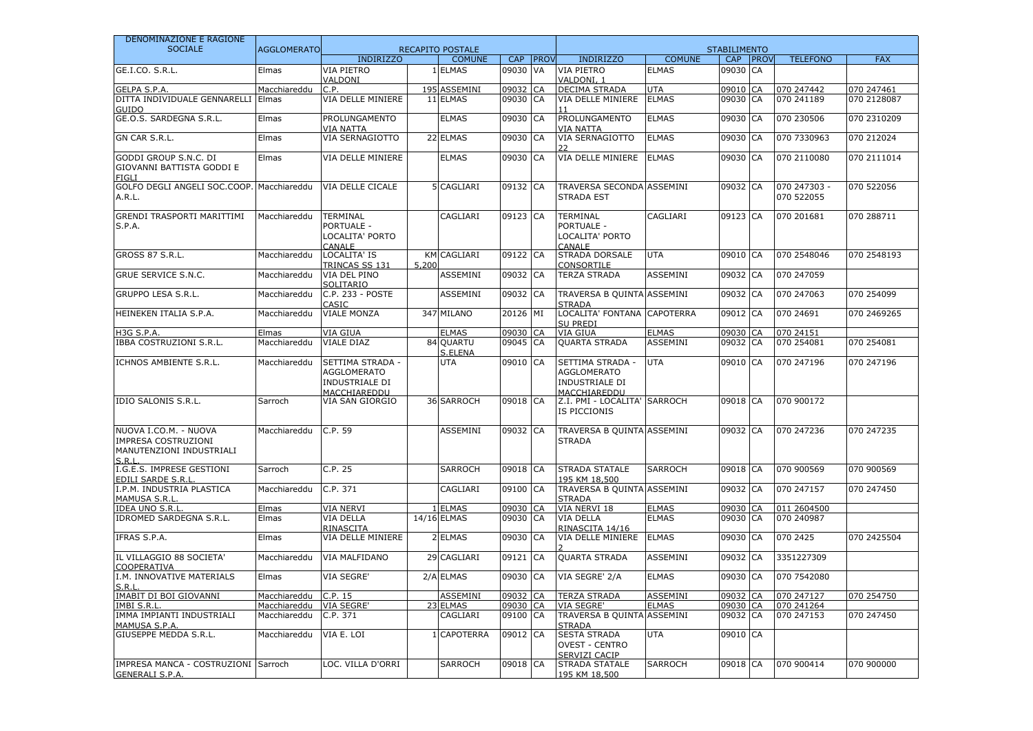| DENOMINAZIONE E RAGIONE SOCIALE | AGGLOMERATO | RECAPITO POSTALE | | | | | STABILIMENTO | | | | | |
|---|---|---|---|---|---|---|---|---|---|---|---|---|
| | | INDIRIZZO | | COMUNE | CAP | PROV | INDIRIZZO | COMUNE | CAP | PROV | TELEFONO | FAX |
| GE.I.CO. S.R.L. | Elmas | VIA PIETRO VALDONI | 1 | ELMAS | 09030 | VA | VIA PIETRO VALDONI, 1 | ELMAS | 09030 | CA | | |
| GELPA S.P.A. | Macchiareddu | C.P. | 195 | ASSEMINI | 09032 | CA | DECIMA STRADA | UTA | 09010 | CA | 070 247442 | 070 247461 |
| DITTA INDIVIDUALE GENNARELLI GUIDO | Elmas | VIA DELLE MINIERE | 11 | ELMAS | 09030 | CA | VIA DELLE MINIERE 11 | ELMAS | 09030 | CA | 070 241189 | 070 2128087 |
| GE.O.S. SARDEGNA S.R.L. | Elmas | PROLUNGAMENTO VIA NATTA | | ELMAS | 09030 | CA | PROLUNGAMENTO VIA NATTA | ELMAS | 09030 | CA | 070 230506 | 070 2310209 |
| GN CAR S.R.L. | Elmas | VIA SERNAGIOTTO | 22 | ELMAS | 09030 | CA | VIA SERNAGIOTTO 22 | ELMAS | 09030 | CA | 070 7330963 | 070 212024 |
| GODDI GROUP S.N.C. DI GIOVANNI BATTISTA GODDI E FIGLI | Elmas | VIA DELLE MINIERE | | ELMAS | 09030 | CA | VIA DELLE MINIERE | ELMAS | 09030 | CA | 070 2110080 | 070 2111014 |
| GOLFO DEGLI ANGELI SOC.COOP. A.R.L. | Macchiareddu | VIA DELLE CICALE | 5 | CAGLIARI | 09132 | CA | TRAVERSA SECONDA STRADA EST | ASSEMINI | 09032 | CA | 070 247303 - 070 522055 | 070 522056 |
| GRENDI TRASPORTI MARITTIMI S.P.A. | Macchiareddu | TERMINAL PORTUALE - LOCALITA' PORTO CANALE | | CAGLIARI | 09123 | CA | TERMINAL PORTUALE - LOCALITA' PORTO CANALE | CAGLIARI | 09123 | CA | 070 201681 | 070 288711 |
| GROSS 87 S.R.L. | Macchiareddu | LOCALITA' IS TRINCAS SS 131 | KM 5,200 | CAGLIARI | 09122 | CA | STRADA DORSALE CONSORTILE | UTA | 09010 | CA | 070 2548046 | 070 2548193 |
| GRUE SERVICE S.N.C. | Macchiareddu | VIA DEL PINO SOLITARIO | | ASSEMINI | 09032 | CA | TERZA STRADA | ASSEMINI | 09032 | CA | 070 247059 | |
| GRUPPO LESA S.R.L. | Macchiareddu | C.P. 233 - POSTE CASIC | | ASSEMINI | 09032 | CA | TRAVERSA B QUINTA STRADA | ASSEMINI | 09032 | CA | 070 247063 | 070 254099 |
| HEINEKEN ITALIA S.P.A. | Macchiareddu | VIALE MONZA | 347 | MILANO | 20126 | MI | LOCALITA' FONTANA SU PREDI | CAPOTERRA | 09012 | CA | 070 24691 | 070 2469265 |
| H3G S.P.A. | Elmas | VIA GIUA | | ELMAS | 09030 | CA | VIA GIUA | ELMAS | 09030 | CA | 070 24151 | |
| IBBA COSTRUZIONI S.R.L. | Macchiareddu | VIALE DIAZ | 84 | QUARTU S.ELENA | 09045 | CA | QUARTA STRADA | ASSEMINI | 09032 | CA | 070 254081 | 070 254081 |
| ICHNOS AMBIENTE S.R.L. | Macchiareddu | SETTIMA STRADA - AGGLOMERATO INDUSTRIALE DI MACCHIAREDDU | | UTA | 09010 | CA | SETTIMA STRADA - AGGLOMERATO INDUSTRIALE DI MACCHIAREDDU | UTA | 09010 | CA | 070 247196 | 070 247196 |
| IDIO SALONIS S.R.L. | Sarroch | VIA SAN GIORGIO | 36 | SARROCH | 09018 | CA | Z.I. PMI - LOCALITA' IS PICCIONIS | SARROCH | 09018 | CA | 070 900172 | |
| NUOVA I.CO.M. - NUOVA IMPRESA COSTRUZIONI MANUTENZIONI INDUSTRIALI S.R.L. | Macchiareddu | C.P. 59 | | ASSEMINI | 09032 | CA | TRAVERSA B QUINTA STRADA | ASSEMINI | 09032 | CA | 070 247236 | 070 247235 |
| I.G.E.S. IMPRESE GESTIONI EDILI SARDE S.R.L. | Sarroch | C.P. 25 | | SARROCH | 09018 | CA | STRADA STATALE 195 KM 18,500 | SARROCH | 09018 | CA | 070 900569 | 070 900569 |
| I.P.M. INDUSTRIA PLASTICA MAMUSA S.R.L. | Macchiareddu | C.P. 371 | | CAGLIARI | 09100 | CA | TRAVERSA B QUINTA STRADA | ASSEMINI | 09032 | CA | 070 247157 | 070 247450 |
| IDEA UNO S.R.L. | Elmas | VIA NERVI | 1 | ELMAS | 09030 | CA | VIA NERVI 18 | ELMAS | 09030 | CA | 011 2604500 | |
| IDROMED SARDEGNA S.R.L. | Elmas | VIA DELLA RINASCITA | 14/16 | ELMAS | 09030 | CA | VIA DELLA RINASCITA 14/16 | ELMAS | 09030 | CA | 070 240987 | |
| IFRAS S.P.A. | Elmas | VIA DELLE MINIERE | 2 | ELMAS | 09030 | CA | VIA DELLE MINIERE 2 | ELMAS | 09030 | CA | 070 2425 | 070 2425504 |
| IL VILLAGGIO 88 SOCIETA' COOPERATIVA | Macchiareddu | VIA MALFIDANO | 29 | CAGLIARI | 09121 | CA | QUARTA STRADA | ASSEMINI | 09032 | CA | 3351227309 | |
| I.M. INNOVATIVE MATERIALS S.R.L. | Elmas | VIA SEGRE' | 2/A | ELMAS | 09030 | CA | VIA SEGRE' 2/A | ELMAS | 09030 | CA | 070 7542080 | |
| IMABIT DI BOI GIOVANNI | Macchiareddu | C.P. 15 | | ASSEMINI | 09032 | CA | TERZA STRADA | ASSEMINI | 09032 | CA | 070 247127 | 070 254750 |
| IMBI S.R.L. | Macchiareddu | VIA SEGRE' | 23 | ELMAS | 09030 | CA | VIA SEGRE' | ELMAS | 09030 | CA | 070 241264 | |
| IMMA IMPIANTI INDUSTRIALI MAMUSA S.P.A. | Macchiareddu | C.P. 371 | | CAGLIARI | 09100 | CA | TRAVERSA B QUINTA STRADA | ASSEMINI | 09032 | CA | 070 247153 | 070 247450 |
| GIUSEPPE MEDDA S.R.L. | Macchiareddu | VIA E. LOI | 1 | CAPOTERRA | 09012 | CA | SESTA STRADA OVEST - CENTRO SERVIZI CACIP | UTA | 09010 | CA | | |
| IMPRESA MANCA - COSTRUZIONI GENERALI S.P.A. | Sarroch | LOC. VILLA D'ORRI | | SARROCH | 09018 | CA | STRADA STATALE 195 KM 18,500 | SARROCH | 09018 | CA | 070 900414 | 070 900000 |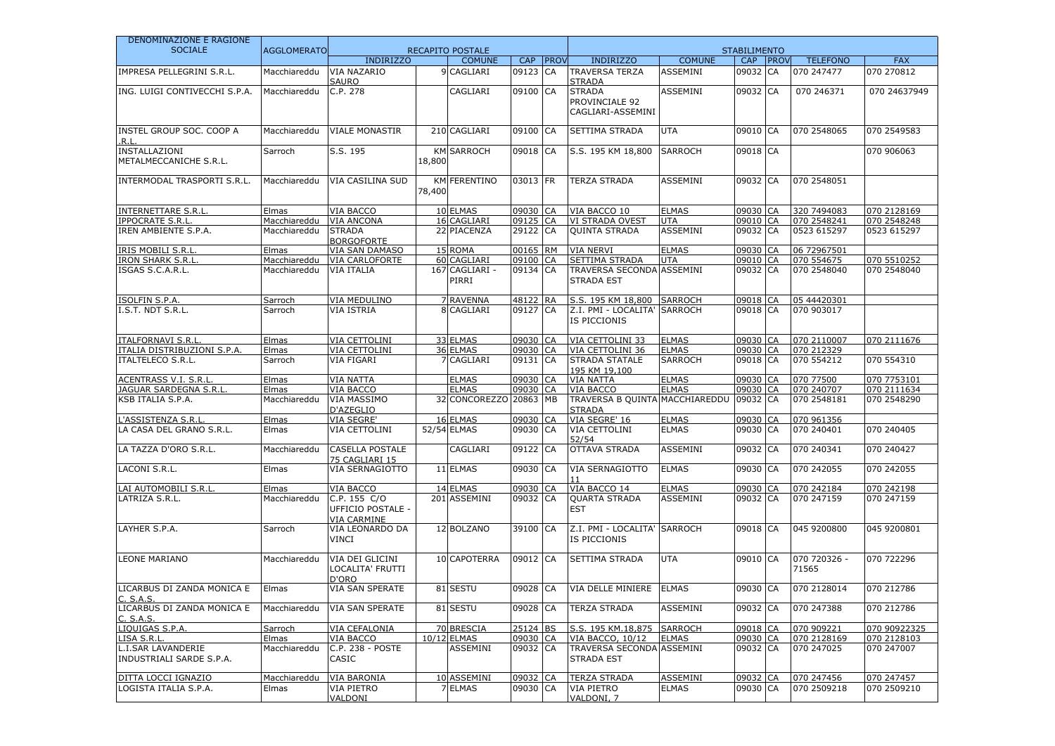| DENOMINAZIONE E RAGIONE SOCIALE | AGGLOMERATO | RECAPITO POSTALE | | | | | STABILIMENTO | | | | | |
|---|---|---|---|---|---|---|---|---|---|---|---|---|
| | | INDIRIZZO | | COMUNE | CAP | PROV | INDIRIZZO | COMUNE | CAP | PROV | TELEFONO | FAX |
| IMPRESA PELLEGRINI S.R.L. | Macchiareddu | VIA NAZARIO SAURO | 9 | CAGLIARI | 09123 | CA | TRAVERSA TERZA STRADA | ASSEMINI | 09032 | CA | 070 247477 | 070 270812 |
| ING. LUIGI CONTIVECCHI S.P.A. | Macchiareddu | C.P. 278 | | CAGLIARI | 09100 | CA | STRADA PROVINCIALE 92 CAGLIARI-ASSEMINI | ASSEMINI | 09032 | CA | 070 246371 | 070 24637949 |
| INSTEL GROUP SOC. COOP A .R.L. | Macchiareddu | VIALE MONASTIR | 210 | CAGLIARI | 09100 | CA | SETTIMA STRADA | UTA | 09010 | CA | 070 2548065 | 070 2549583 |
| INSTALLAZIONI METALMECCANICHE S.R.L. | Sarroch | S.S. 195 | KM 18,800 | SARROCH | 09018 | CA | S.S. 195 KM 18,800 | SARROCH | 09018 | CA | | 070 906063 |
| INTERMODAL TRASPORTI S.R.L. | Macchiareddu | VIA CASILINA SUD | KM 78,400 | FERENTINO | 03013 | FR | TERZA STRADA | ASSEMINI | 09032 | CA | 070 2548051 | |
| INTERNETTARE S.R.L. | Elmas | VIA BACCO | 10 | ELMAS | 09030 | CA | VIA BACCO 10 | ELMAS | 09030 | CA | 320 7494083 | 070 2128169 |
| IPPOCRATE S.R.L. | Macchiareddu | VIA ANCONA | 16 | CAGLIARI | 09125 | CA | VI STRADA OVEST | UTA | 09010 | CA | 070 2548241 | 070 2548248 |
| IREN AMBIENTE S.P.A. | Macchiareddu | STRADA BORGOFORTE | 22 | PIACENZA | 29122 | CA | QUINTA STRADA | ASSEMINI | 09032 | CA | 0523 615297 | 0523 615297 |
| IRIS MOBILI S.R.L. | Elmas | VIA SAN DAMASO | 15 | ROMA | 00165 | RM | VIA NERVI | ELMAS | 09030 | CA | 06 72967501 | |
| IRON SHARK S.R.L. | Macchiareddu | VIA CARLOFORTE | 60 | CAGLIARI | 09100 | CA | SETTIMA STRADA | UTA | 09010 | CA | 070 554675 | 070 5510252 |
| ISGAS S.C.A.R.L. | Macchiareddu | VIA ITALIA | 167 | CAGLIARI - PIRRI | 09134 | CA | TRAVERSA SECONDA STRADA EST | ASSEMINI | 09032 | CA | 070 2548040 | 070 2548040 |
| ISOLFIN S.P.A. | Sarroch | VIA MEDULINO | 7 | RAVENNA | 48122 | RA | S.S. 195 KM 18,800 | SARROCH | 09018 | CA | 05 44420301 | |
| I.S.T. NDT S.R.L. | Sarroch | VIA ISTRIA | 8 | CAGLIARI | 09127 | CA | Z.I. PMI - LOCALITA' IS PICCIONIS | SARROCH | 09018 | CA | 070 903017 | |
| ITALFORNAVI S.R.L. | Elmas | VIA CETTOLINI | 33 | ELMAS | 09030 | CA | VIA CETTOLINI 33 | ELMAS | 09030 | CA | 070 2110007 | 070 2111676 |
| ITALIA DISTRIBUZIONI S.P.A. | Elmas | VIA CETTOLINI | 36 | ELMAS | 09030 | CA | VIA CETTOLINI 36 | ELMAS | 09030 | CA | 070 212329 | |
| ITALTELECO S.R.L. | Sarroch | VIA FIGARI | 7 | CAGLIARI | 09131 | CA | STRADA STATALE 195 KM 19,100 | SARROCH | 09018 | CA | 070 554212 | 070 554310 |
| ACENTRASS V.I. S.R.L. | Elmas | VIA NATTA | | ELMAS | 09030 | CA | VIA NATTA | ELMAS | 09030 | CA | 070 77500 | 070 7753101 |
| JAGUAR SARDEGNA S.R.L. | Elmas | VIA BACCO | | ELMAS | 09030 | CA | VIA BACCO | ELMAS | 09030 | CA | 070 240707 | 070 2111634 |
| KSB ITALIA S.P.A. | Macchiareddu | VIA MASSIMO D'AZEGLIO | 32 | CONCOREZZO | 20863 | MB | TRAVERSA B QUINTA STRADA | MACCHIAREDDU | 09032 | CA | 070 2548181 | 070 2548290 |
| L'ASSISTENZA S.R.L. | Elmas | VIA SEGRE' | 16 | ELMAS | 09030 | CA | VIA SEGRE' 16 | ELMAS | 09030 | CA | 070 961356 | |
| LA CASA DEL GRANO S.R.L. | Elmas | VIA CETTOLINI | 52/54 | ELMAS | 09030 | CA | VIA CETTOLINI 52/54 | ELMAS | 09030 | CA | 070 240401 | 070 240405 |
| LA TAZZA D'ORO S.R.L. | Macchiareddu | CASELLA POSTALE 75 CAGLIARI 15 | | CAGLIARI | 09122 | CA | OTTAVA STRADA | ASSEMINI | 09032 | CA | 070 240341 | 070 240427 |
| LACONI S.R.L. | Elmas | VIA SERNAGIOTTO | 11 | ELMAS | 09030 | CA | VIA SERNAGIOTTO 11 | ELMAS | 09030 | CA | 070 242055 | 070 242055 |
| LAI AUTOMOBILI S.R.L. | Elmas | VIA BACCO | 14 | ELMAS | 09030 | CA | VIA BACCO 14 | ELMAS | 09030 | CA | 070 242184 | 070 242198 |
| LATRIZA S.R.L. | Macchiareddu | C.P. 155 C/O UFFICIO POSTALE - VIA CARMINE | 201 | ASSEMINI | 09032 | CA | QUARTA STRADA EST | ASSEMINI | 09032 | CA | 070 247159 | 070 247159 |
| LAYHER S.P.A. | Sarroch | VIA LEONARDO DA VINCI | 12 | BOLZANO | 39100 | CA | Z.I. PMI - LOCALITA' IS PICCIONIS | SARROCH | 09018 | CA | 045 9200800 | 045 9200801 |
| LEONE MARIANO | Macchiareddu | VIA DEI GLICINI LOCALITA' FRUTTI D'ORO | 10 | CAPOTERRA | 09012 | CA | SETTIMA STRADA | UTA | 09010 | CA | 070 720326 - 71565 | 070 722296 |
| LICARBUS DI ZANDA MONICA E C. S.A.S. | Elmas | VIA SAN SPERATE | 81 | SESTU | 09028 | CA | VIA DELLE MINIERE | ELMAS | 09030 | CA | 070 2128014 | 070 212786 |
| LICARBUS DI ZANDA MONICA E C. S.A.S. | Macchiareddu | VIA SAN SPERATE | 81 | SESTU | 09028 | CA | TERZA STRADA | ASSEMINI | 09032 | CA | 070 247388 | 070 212786 |
| LIQUIGAS S.P.A. | Sarroch | VIA CEFALONIA | 70 | BRESCIA | 25124 | BS | S.S. 195 KM.18,875 | SARROCH | 09018 | CA | 070 909221 | 070 90922325 |
| LISA S.R.L. | Elmas | VIA BACCO | 10/12 | ELMAS | 09030 | CA | VIA BACCO, 10/12 | ELMAS | 09030 | CA | 070 2128169 | 070 2128103 |
| L.I.SAR LAVANDERIE INDUSTRIALI SARDE S.P.A. | Macchiareddu | C.P. 238 - POSTE CASIC | | ASSEMINI | 09032 | CA | TRAVERSA SECONDA STRADA EST | ASSEMINI | 09032 | CA | 070 247025 | 070 247007 |
| DITTA LOCCI IGNAZIO | Macchiareddu | VIA BARONIA | 10 | ASSEMINI | 09032 | CA | TERZA STRADA | ASSEMINI | 09032 | CA | 070 247456 | 070 247457 |
| LOGISTA ITALIA S.P.A. | Elmas | VIA PIETRO VALDONI | 7 | ELMAS | 09030 | CA | VIA PIETRO VALDONI, 7 | ELMAS | 09030 | CA | 070 2509218 | 070 2509210 |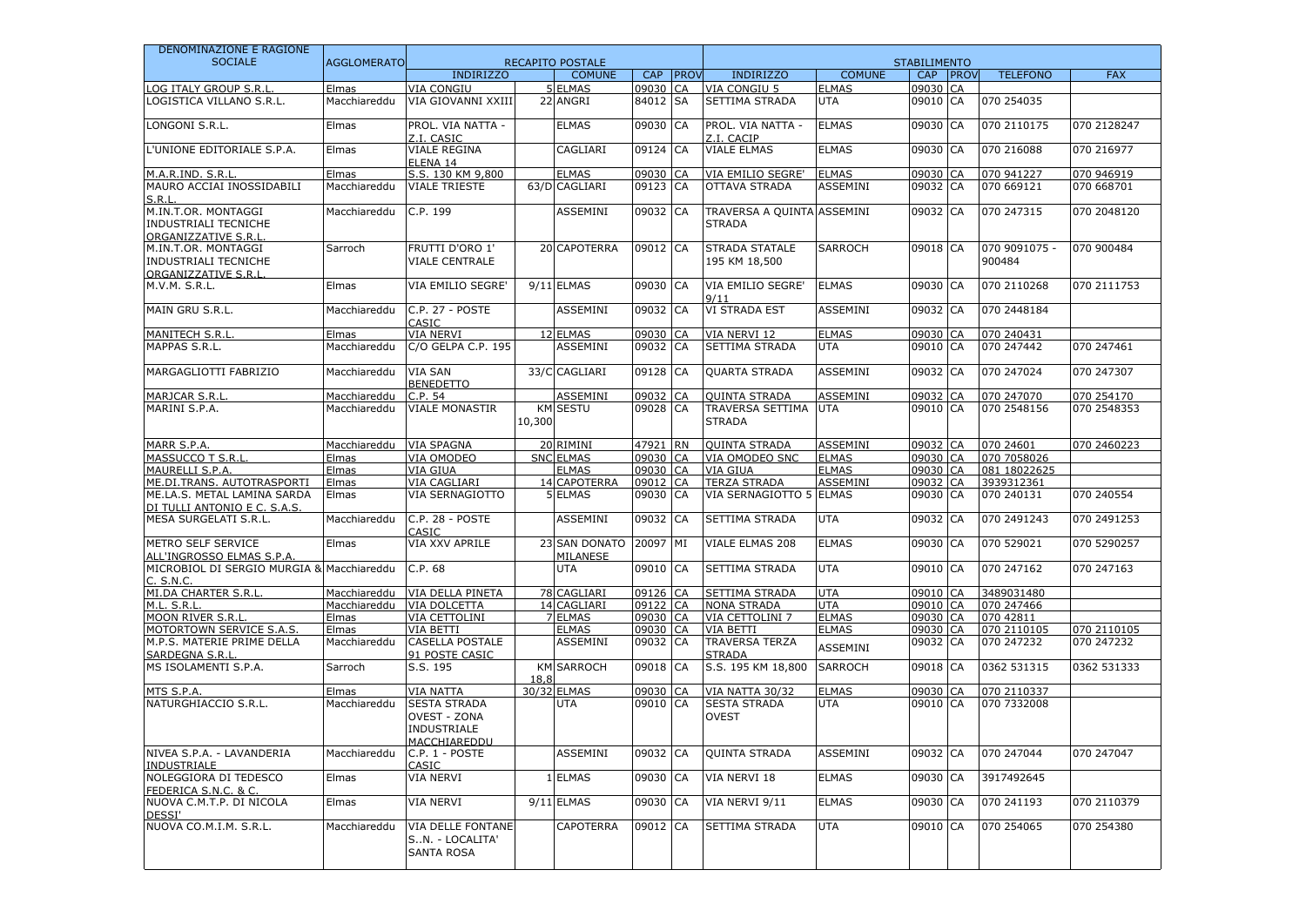| DENOMINAZIONE E RAGIONE SOCIALE | AGGLOMERATO | RECAPITO POSTALE | | | | | STABILIMENTO | | | | | |
|---|---|---|---|---|---|---|---|---|---|---|---|---|
| | | INDIRIZZO | | COMUNE | CAP | PROV | INDIRIZZO | COMUNE | CAP | PROV | TELEFONO | FAX |
| LOG ITALY GROUP S.R.L. | Elmas | VIA CONGIU | 5 | ELMAS | 09030 | CA | VIA CONGIU 5 | ELMAS | 09030 | CA | | |
| LOGISTICA VILLANO S.R.L. | Macchiareddu | VIA GIOVANNI XXIII | 22 | ANGRI | 84012 | SA | SETTIMA STRADA | UTA | 09010 | CA | 070 254035 | |
| LONGONI S.R.L. | Elmas | PROL. VIA NATTA - Z.I. CASIC | | ELMAS | 09030 | CA | PROL. VIA NATTA - Z.I. CACIP | ELMAS | 09030 | CA | 070 2110175 | 070 2128247 |
| L'UNIONE EDITORIALE S.P.A. | Elmas | VIALE REGINA ELENA 14 | | CAGLIARI | 09124 | CA | VIALE ELMAS | ELMAS | 09030 | CA | 070 216088 | 070 216977 |
| M.A.R.IND. S.R.L. | Elmas | S.S. 130 KM 9,800 | | ELMAS | 09030 | CA | VIA EMILIO SEGRE' | ELMAS | 09030 | CA | 070 941227 | 070 946919 |
| MAURO ACCIAI INOSSIDABILI S.R.L. | Macchiareddu | VIALE TRIESTE | 63/D | CAGLIARI | 09123 | CA | OTTAVA STRADA | ASSEMINI | 09032 | CA | 070 669121 | 070 668701 |
| M.IN.T.OR. MONTAGGI INDUSTRIALI TECNICHE ORGANIZZATIVE S.R.L. | Macchiareddu | C.P. 199 | | ASSEMINI | 09032 | CA | TRAVERSA A QUINTA STRADA | ASSEMINI | 09032 | CA | 070 247315 | 070 2048120 |
| M.IN.T.OR. MONTAGGI INDUSTRIALI TECNICHE ORGANIZZATIVE S.R.L. | Sarroch | FRUTTI D'ORO 1' VIALE CENTRALE | 20 | CAPOTERRA | 09012 | CA | STRADA STATALE 195 KM 18,500 | SARROCH | 09018 | CA | 070 9091075 - 900484 | 070 900484 |
| M.V.M. S.R.L. | Elmas | VIA EMILIO SEGRE' | 9/11 | ELMAS | 09030 | CA | VIA EMILIO SEGRE' 9/11 | ELMAS | 09030 | CA | 070 2110268 | 070 2111753 |
| MAIN GRU S.R.L. | Macchiareddu | C.P. 27 - POSTE CASIC | | ASSEMINI | 09032 | CA | VI STRADA EST | ASSEMINI | 09032 | CA | 070 2448184 | |
| MANITECH S.R.L. | Elmas | VIA NERVI | 12 | ELMAS | 09030 | CA | VIA NERVI 12 | ELMAS | 09030 | CA | 070 240431 | |
| MAPPAS S.R.L. | Macchiareddu | C/O GELPA C.P. 195 | | ASSEMINI | 09032 | CA | SETTIMA STRADA | UTA | 09010 | CA | 070 247442 | 070 247461 |
| MARGAGLIOTTI FABRIZIO | Macchiareddu | VIA SAN BENEDETTO | 33/C | CAGLIARI | 09128 | CA | QUARTA STRADA | ASSEMINI | 09032 | CA | 070 247024 | 070 247307 |
| MARJCAR S.R.L. | Macchiareddu | C.P. 54 | | ASSEMINI | 09032 | CA | QUINTA STRADA | ASSEMINI | 09032 | CA | 070 247070 | 070 254170 |
| MARINI S.P.A. | Macchiareddu | VIALE MONASTIR | KM 10,300 | SESTU | 09028 | CA | TRAVERSA SETTIMA STRADA | UTA | 09010 | CA | 070 2548156 | 070 2548353 |
| MARR S.P.A. | Macchiareddu | VIA SPAGNA | 20 | RIMINI | 47921 | RN | QUINTA STRADA | ASSEMINI | 09032 | CA | 070 24601 | 070 2460223 |
| MASSUCCO T S.R.L. | Elmas | VIA OMODEO | SNC | ELMAS | 09030 | CA | VIA OMODEO SNC | ELMAS | 09030 | CA | 070 7058026 | |
| MAURELLI S.P.A. | Elmas | VIA GIUA | | ELMAS | 09030 | CA | VIA GIUA | ELMAS | 09030 | CA | 081 18022625 | |
| ME.DI.TRANS. AUTOTRASPORTI | Elmas | VIA CAGLIARI | 14 | CAPOTERRA | 09012 | CA | TERZA STRADA | ASSEMINI | 09032 | CA | 3939312361 | |
| ME.LA.S. METAL LAMINA SARDA DI TULLI ANTONIO E C. S.A.S. | Elmas | VIA SERNAGIOTTO | 5 | ELMAS | 09030 | CA | VIA SERNAGIOTTO 5 | ELMAS | 09030 | CA | 070 240131 | 070 240554 |
| MESA SURGELATI S.R.L. | Macchiareddu | C.P. 28 - POSTE CASIC | | ASSEMINI | 09032 | CA | SETTIMA STRADA | UTA | 09032 | CA | 070 2491243 | 070 2491253 |
| METRO SELF SERVICE ALL'INGROSSO ELMAS S.P.A. | Elmas | VIA XXV APRILE | 23 | SAN DONATO MILANESE | 20097 | MI | VIALE ELMAS 208 | ELMAS | 09030 | CA | 070 529021 | 070 5290257 |
| MICROBIOL DI SERGIO MURGIA & C. S.N.C. | Macchiareddu | C.P. 68 | | UTA | 09010 | CA | SETTIMA STRADA | UTA | 09010 | CA | 070 247162 | 070 247163 |
| MI.DA CHARTER S.R.L. | Macchiareddu | VIA DELLA PINETA | 78 | CAGLIARI | 09126 | CA | SETTIMA STRADA | UTA | 09010 | CA | 3489031480 | |
| M.L. S.R.L. | Macchiareddu | VIA DOLCETTA | 14 | CAGLIARI | 09122 | CA | NONA STRADA | UTA | 09010 | CA | 070 247466 | |
| MOON RIVER S.R.L. | Elmas | VIA CETTOLINI | 7 | ELMAS | 09030 | CA | VIA CETTOLINI 7 | ELMAS | 09030 | CA | 070 42811 | |
| MOTORTOWN SERVICE S.A.S. | Elmas | VIA BETTI | | ELMAS | 09030 | CA | VIA BETTI | ELMAS | 09030 | CA | 070 2110105 | 070 2110105 |
| M.P.S. MATERIE PRIME DELLA SARDEGNA S.R.L. | Macchiareddu | CASELLA POSTALE 91 POSTE CASIC | | ASSEMINI | 09032 | CA | TRAVERSA TERZA STRADA | ASSEMINI | 09032 | CA | 070 247232 | 070 247232 |
| MS ISOLAMENTI S.P.A. | Sarroch | S.S. 195 | KM 18,8 | SARROCH | 09018 | CA | S.S. 195 KM 18,800 | SARROCH | 09018 | CA | 0362 531315 | 0362 531333 |
| MTS S.P.A. | Elmas | VIA NATTA | 30/32 | ELMAS | 09030 | CA | VIA NATTA 30/32 | ELMAS | 09030 | CA | 070 2110337 | |
| NATURGHIACCIO S.R.L. | Macchiareddu | SESTA STRADA OVEST - ZONA INDUSTRIALE MACCHIAREDDU | | UTA | 09010 | CA | SESTA STRADA OVEST | UTA | 09010 | CA | 070 7332008 | |
| NIVEA S.P.A. - LAVANDERIA INDUSTRIALE | Macchiareddu | C.P. 1 - POSTE CASIC | | ASSEMINI | 09032 | CA | QUINTA STRADA | ASSEMINI | 09032 | CA | 070 247044 | 070 247047 |
| NOLEGGIORA DI TEDESCO FEDERICA S.N.C. & C. | Elmas | VIA NERVI | 1 | ELMAS | 09030 | CA | VIA NERVI 18 | ELMAS | 09030 | CA | 3917492645 | |
| NUOVA C.M.T.P. DI NICOLA DESSI' | Elmas | VIA NERVI | 9/11 | ELMAS | 09030 | CA | VIA NERVI 9/11 | ELMAS | 09030 | CA | 070 241193 | 070 2110379 |
| NUOVA CO.M.I.M. S.R.L. | Macchiareddu | VIA DELLE FONTANE S..N. - LOCALITA' SANTA ROSA | | CAPOTERRA | 09012 | CA | SETTIMA STRADA | UTA | 09010 | CA | 070 254065 | 070 254380 |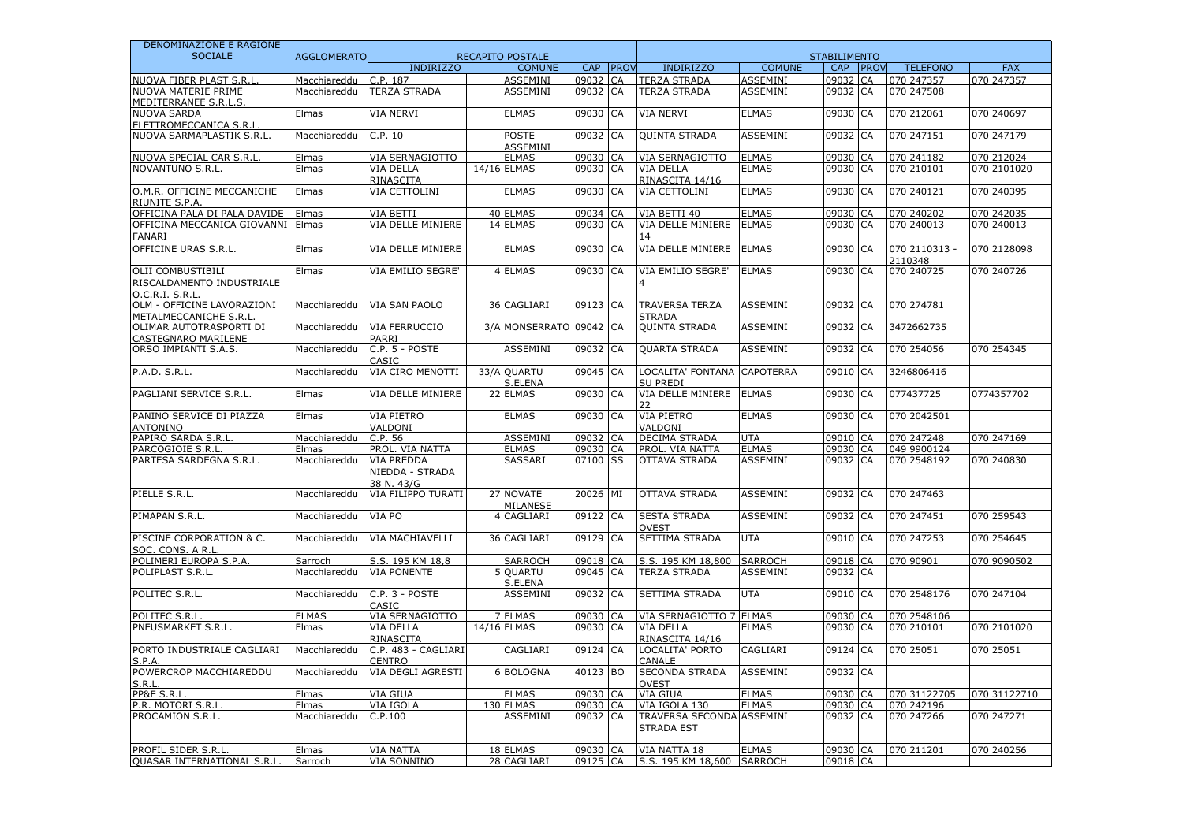| DENOMINAZIONE E RAGIONE SOCIALE | AGGLOMERATO | RECAPITO POSTALE | | | | | STABILIMENTO | | | | | |
|---|---|---|---|---|---|---|---|---|---|---|---|---|
| | | INDIRIZZO | | COMUNE | CAP | PROV | INDIRIZZO | COMUNE | CAP | PROV | TELEFONO | FAX |
| NUOVA FIBER PLAST S.R.L. | Macchiareddu | C.P. 187 | | ASSEMINI | 09032 | CA | TERZA STRADA | ASSEMINI | 09032 | CA | 070 247357 | 070 247357 |
| NUOVA MATERIE PRIME MEDITERRANEE S.R.L.S. | Macchiareddu | TERZA STRADA | | ASSEMINI | 09032 | CA | TERZA STRADA | ASSEMINI | 09032 | CA | 070 247508 | |
| NUOVA SARDA ELETTROMECCANICA S.R.L. | Elmas | VIA NERVI | | ELMAS | 09030 | CA | VIA NERVI | ELMAS | 09030 | CA | 070 212061 | 070 240697 |
| NUOVA SARMAPLASTIK S.R.L. | Macchiareddu | C.P. 10 | | POSTE ASSEMINI | 09032 | CA | QUINTA STRADA | ASSEMINI | 09032 | CA | 070 247151 | 070 247179 |
| NUOVA SPECIAL CAR S.R.L. | Elmas | VIA SERNAGIOTTO | | ELMAS | 09030 | CA | VIA SERNAGIOTTO | ELMAS | 09030 | CA | 070 241182 | 070 212024 |
| NOVANTUNO S.R.L. | Elmas | VIA DELLA RINASCITA | 14/16 | ELMAS | 09030 | CA | VIA DELLA RINASCITA 14/16 | ELMAS | 09030 | CA | 070 210101 | 070 2101020 |
| O.M.R. OFFICINE MECCANICHE RIUNITE S.P.A. | Elmas | VIA CETTOLINI | | ELMAS | 09030 | CA | VIA CETTOLINI | ELMAS | 09030 | CA | 070 240121 | 070 240395 |
| OFFICINA PALA DI PALA DAVIDE | Elmas | VIA BETTI | 40 | ELMAS | 09034 | CA | VIA BETTI 40 | ELMAS | 09030 | CA | 070 240202 | 070 242035 |
| OFFICINA MECCANICA GIOVANNI FANARI | Elmas | VIA DELLE MINIERE | 14 | ELMAS | 09030 | CA | VIA DELLE MINIERE 14 | ELMAS | 09030 | CA | 070 240013 | 070 240013 |
| OFFICINE URAS S.R.L. | Elmas | VIA DELLE MINIERE | | ELMAS | 09030 | CA | VIA DELLE MINIERE | ELMAS | 09030 | CA | 070 2110313 - 2110348 | 070 2128098 |
| OLII COMBUSTIBILI RISCALDAMENTO INDUSTRIALE O.C.R.I. S.R.L. | Elmas | VIA EMILIO SEGRE' | 4 | ELMAS | 09030 | CA | VIA EMILIO SEGRE' 4 | ELMAS | 09030 | CA | 070 240725 | 070 240726 |
| OLM - OFFICINE LAVORAZIONI METALMECCANICHE S.R.L. | Macchiareddu | VIA SAN PAOLO | 36 | CAGLIARI | 09123 | CA | TRAVERSA TERZA STRADA | ASSEMINI | 09032 | CA | 070 274781 | |
| OLIMAR AUTOTRASPORTI DI CASTEGNARO MARILENE | Macchiareddu | VIA FERRUCCIO PARRI | 3/A | MONSERRATO | 09042 | CA | QUINTA STRADA | ASSEMINI | 09032 | CA | 3472662735 | |
| ORSO IMPIANTI S.A.S. | Macchiareddu | C.P. 5 - POSTE CASIC | | ASSEMINI | 09032 | CA | QUARTA STRADA | ASSEMINI | 09032 | CA | 070 254056 | 070 254345 |
| P.A.D. S.R.L. | Macchiareddu | VIA CIRO MENOTTI | 33/A | QUARTU S.ELENA | 09045 | CA | LOCALITA' FONTANA SU PREDI | CAPOTERRA | 09010 | CA | 3246806416 | |
| PAGLIANI SERVICE S.R.L. | Elmas | VIA DELLE MINIERE | 22 | ELMAS | 09030 | CA | VIA DELLE MINIERE 22 | ELMAS | 09030 | CA | 077437725 | 0774357702 |
| PANINO SERVICE DI PIAZZA ANTONINO | Elmas | VIA PIETRO VALDONI | | ELMAS | 09030 | CA | VIA PIETRO VALDONI | ELMAS | 09030 | CA | 070 2042501 | |
| PAPIRO SARDA S.R.L. | Macchiareddu | C.P. 56 | | ASSEMINI | 09032 | CA | DECIMA STRADA | UTA | 09010 | CA | 070 247248 | 070 247169 |
| PARCOGIOIE S.R.L. | Elmas | PROL. VIA NATTA | | ELMAS | 09030 | CA | PROL. VIA NATTA | ELMAS | 09030 | CA | 049 9900124 | |
| PARTESA SARDEGNA S.R.L. | Macchiareddu | VIA PREDDA NIEDDA - STRADA 38 N. 43/G | | SASSARI | 07100 | SS | OTTAVA STRADA | ASSEMINI | 09032 | CA | 070 2548192 | 070 240830 |
| PIELLE S.R.L. | Macchiareddu | VIA FILIPPO TURATI | 27 | NOVATE MILANESE | 20026 | MI | OTTAVA STRADA | ASSEMINI | 09032 | CA | 070 247463 | |
| PIMAPAN S.R.L. | Macchiareddu | VIA PO | 4 | CAGLIARI | 09122 | CA | SESTA STRADA OVEST | ASSEMINI | 09032 | CA | 070 247451 | 070 259543 |
| PISCINE CORPORATION & C. SOC. CONS. A R.L. | Macchiareddu | VIA MACHIAVELLI | 36 | CAGLIARI | 09129 | CA | SETTIMA STRADA | UTA | 09010 | CA | 070 247253 | 070 254645 |
| POLIMERI EUROPA S.P.A. | Sarroch | S.S. 195 KM 18,8 | | SARROCH | 09018 | CA | S.S. 195 KM 18,800 | SARROCH | 09018 | CA | 070 90901 | 070 9090502 |
| POLIPLAST S.R.L. | Macchiareddu | VIA PONENTE | 5 | QUARTU S.ELENA | 09045 | CA | TERZA STRADA | ASSEMINI | 09032 | CA | | |
| POLITEC S.R.L. | Macchiareddu | C.P. 3 - POSTE CASIC | | ASSEMINI | 09032 | CA | SETTIMA STRADA | UTA | 09010 | CA | 070 2548176 | 070 247104 |
| POLITEC S.R.L. | ELMAS | VIA SERNAGIOTTO | 7 | ELMAS | 09030 | CA | VIA SERNAGIOTTO 7 | ELMAS | 09030 | CA | 070 2548106 | |
| PNEUSMARKET S.R.L. | Elmas | VIA DELLA RINASCITA | 14/16 | ELMAS | 09030 | CA | VIA DELLA RINASCITA 14/16 | ELMAS | 09030 | CA | 070 210101 | 070 2101020 |
| PORTO INDUSTRIALE CAGLIARI S.P.A. | Macchiareddu | C.P. 483 - CAGLIARI CENTRO | | CAGLIARI | 09124 | CA | LOCALITA' PORTO CANALE | CAGLIARI | 09124 | CA | 070 25051 | 070 25051 |
| POWERCROP MACCHIAREDDU S.R.L. | Macchiareddu | VIA DEGLI AGRESTI | 6 | BOLOGNA | 40123 | BO | SECONDA STRADA OVEST | ASSEMINI | 09032 | CA | | |
| PP&E S.R.L. | Elmas | VIA GIUA | | ELMAS | 09030 | CA | VIA GIUA | ELMAS | 09030 | CA | 070 31122705 | 070 31122710 |
| P.R. MOTORI S.R.L. | Elmas | VIA IGOLA | 130 | ELMAS | 09030 | CA | VIA IGOLA 130 | ELMAS | 09030 | CA | 070 242196 | |
| PROCAMION S.R.L. | Macchiareddu | C.P.100 | | ASSEMINI | 09032 | CA | TRAVERSA SECONDA STRADA EST | ASSEMINI | 09032 | CA | 070 247266 | 070 247271 |
| PROFIL SIDER S.R.L. | Elmas | VIA NATTA | 18 | ELMAS | 09030 | CA | VIA NATTA 18 | ELMAS | 09030 | CA | 070 211201 | 070 240256 |
| QUASAR INTERNATIONAL S.R.L. | Sarroch | VIA SONNINO | 28 | CAGLIARI | 09125 | CA | S.S. 195 KM 18,600 | SARROCH | 09018 | CA | | |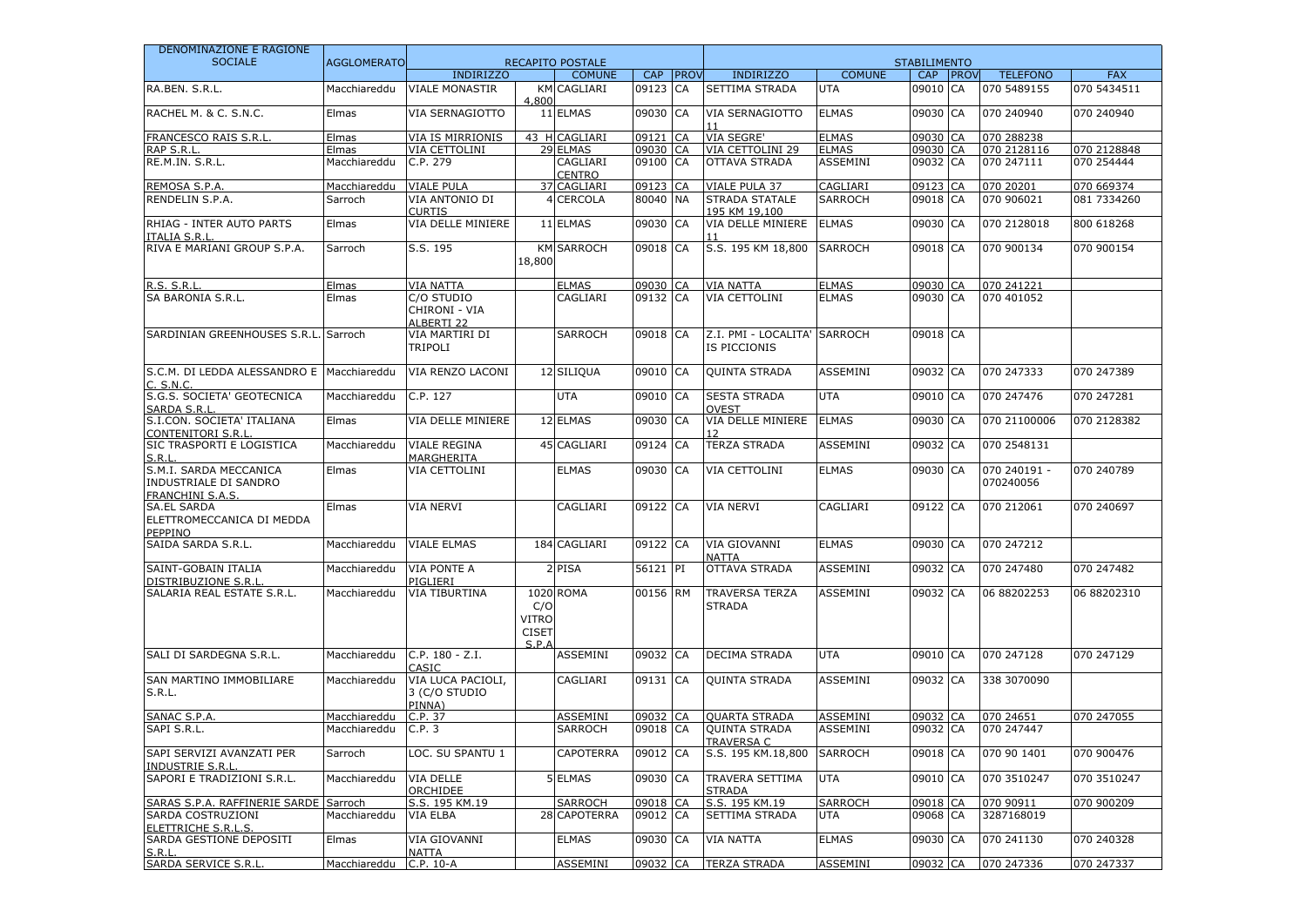| DENOMINAZIONE E RAGIONE SOCIALE | AGGLOMERATO | RECAPITO POSTALE | | | | | STABILIMENTO | | | | | |
|---|---|---|---|---|---|---|---|---|---|---|---|---|
| | | INDIRIZZO | | COMUNE | CAP | PROV | INDIRIZZO | COMUNE | CAP | PROV | TELEFONO | FAX |
| RA.BEN. S.R.L. | Macchiareddu | VIALE MONASTIR | KM 4,800 | CAGLIARI | 09123 | CA | SETTIMA STRADA | UTA | 09010 | CA | 070 5489155 | 070 5434511 |
| RACHEL M. & C. S.N.C. | Elmas | VIA SERNAGIOTTO | 11 | ELMAS | 09030 | CA | VIA SERNAGIOTTO 11 | ELMAS | 09030 | CA | 070 240940 | 070 240940 |
| FRANCESCO RAIS S.R.L. | Elmas | VIA IS MIRRIONIS | 43 H | CAGLIARI | 09121 | CA | VIA SEGRE' | ELMAS | 09030 | CA | 070 288238 | |
| RAP S.R.L. | Elmas | VIA CETTOLINI | 29 | ELMAS | 09030 | CA | VIA CETTOLINI 29 | ELMAS | 09030 | CA | 070 2128116 | 070 2128848 |
| RE.M.IN. S.R.L. | Macchiareddu | C.P. 279 | | CAGLIARI CENTRO | 09100 | CA | OTTAVA STRADA | ASSEMINI | 09032 | CA | 070 247111 | 070 254444 |
| REMOSA S.P.A. | Macchiareddu | VIALE PULA | 37 | CAGLIARI | 09123 | CA | VIALE PULA 37 | CAGLIARI | 09123 | CA | 070 20201 | 070 669374 |
| RENDELIN S.P.A. | Sarroch | VIA ANTONIO DI CURTIS | 4 | CERCOLA | 80040 | NA | STRADA STATALE 195 KM 19,100 | SARROCH | 09018 | CA | 070 906021 | 081 7334260 |
| RHIAG - INTER AUTO PARTS ITALIA S.R.L. | Elmas | VIA DELLE MINIERE | 11 | ELMAS | 09030 | CA | VIA DELLE MINIERE 11 | ELMAS | 09030 | CA | 070 2128018 | 800 618268 |
| RIVA E MARIANI GROUP S.P.A. | Sarroch | S.S. 195 | KM 18,800 | SARROCH | 09018 | CA | S.S. 195 KM 18,800 | SARROCH | 09018 | CA | 070 900134 | 070 900154 |
| R.S. S.R.L. | Elmas | VIA NATTA | | ELMAS | 09030 | CA | VIA NATTA | ELMAS | 09030 | CA | 070 241221 | |
| SA BARONIA S.R.L. | Elmas | C/O STUDIO CHIRONI - VIA ALBERTI 22 | | CAGLIARI | 09132 | CA | VIA CETTOLINI | ELMAS | 09030 | CA | 070 401052 | |
| SARDINIAN GREENHOUSES S.R.L. | Sarroch | VIA MARTIRI DI TRIPOLI | | SARROCH | 09018 | CA | Z.I. PMI - LOCALITA' IS PICCIONIS | SARROCH | 09018 | CA | | |
| S.C.M. DI LEDDA ALESSANDRO E C. S.N.C. | Macchiareddu | VIA RENZO LACONI | 12 | SILIQUA | 09010 | CA | QUINTA STRADA | ASSEMINI | 09032 | CA | 070 247333 | 070 247389 |
| S.G.S. SOCIETA' GEOTECNICA SARDA S.R.L. | Macchiareddu | C.P. 127 | | UTA | 09010 | CA | SESTA STRADA OVEST | UTA | 09010 | CA | 070 247476 | 070 247281 |
| S.I.CON. SOCIETA' ITALIANA CONTENITORI S.R.L. | Elmas | VIA DELLE MINIERE | 12 | ELMAS | 09030 | CA | VIA DELLE MINIERE 12 | ELMAS | 09030 | CA | 070 21100006 | 070 2128382 |
| SIC TRASPORTI E LOGISTICA S.R.L. | Macchiareddu | VIALE REGINA MARGHERITA | 45 | CAGLIARI | 09124 | CA | TERZA STRADA | ASSEMINI | 09032 | CA | 070 2548131 | |
| S.M.I. SARDA MECCANICA INDUSTRIALE DI SANDRO FRANCHINI S.A.S. | Elmas | VIA CETTOLINI | | ELMAS | 09030 | CA | VIA CETTOLINI | ELMAS | 09030 | CA | 070 240191 - 070240056 | 070 240789 |
| SA.EL SARDA ELETTROMECCANICA DI MEDDA PEPPINO | Elmas | VIA NERVI | | CAGLIARI | 09122 | CA | VIA NERVI | CAGLIARI | 09122 | CA | 070 212061 | 070 240697 |
| SAIDA SARDA S.R.L. | Macchiareddu | VIALE ELMAS | 184 | CAGLIARI | 09122 | CA | VIA GIOVANNI NATTA | ELMAS | 09030 | CA | 070 247212 | |
| SAINT-GOBAIN ITALIA DISTRIBUZIONE S.R.L. | Macchiareddu | VIA PONTE A PIGLIERI | 2 | PISA | 56121 | PI | OTTAVA STRADA | ASSEMINI | 09032 | CA | 070 247480 | 070 247482 |
| SALARIA REAL ESTATE S.R.L. | Macchiareddu | VIA TIBURTINA | 1020 C/O VITRO CISET S.P.A | ROMA | 00156 | RM | TRAVERSA TERZA STRADA | ASSEMINI | 09032 | CA | 06 88202253 | 06 88202310 |
| SALI DI SARDEGNA S.R.L. | Macchiareddu | C.P. 180 - Z.I. CASIC | | ASSEMINI | 09032 | CA | DECIMA STRADA | UTA | 09010 | CA | 070 247128 | 070 247129 |
| SAN MARTINO IMMOBILIARE S.R.L. | Macchiareddu | VIA LUCA PACIOLI, 3 (C/O STUDIO PINNA) | | CAGLIARI | 09131 | CA | QUINTA STRADA | ASSEMINI | 09032 | CA | 338 3070090 | |
| SANAC S.P.A. | Macchiareddu | C.P. 37 | | ASSEMINI | 09032 | CA | QUARTA STRADA | ASSEMINI | 09032 | CA | 070 24651 | 070 247055 |
| SAPI S.R.L. | Macchiareddu | C.P. 3 | | SARROCH | 09018 | CA | QUINTA STRADA TRAVERSA C | ASSEMINI | 09032 | CA | 070 247447 | |
| SAPI SERVIZI AVANZATI PER INDUSTRIE S.R.L. | Sarroch | LOC. SU SPANTU 1 | | CAPOTERRA | 09012 | CA | S.S. 195 KM.18,800 | SARROCH | 09018 | CA | 070 90 1401 | 070 900476 |
| SAPORI E TRADIZIONI S.R.L. | Macchiareddu | VIA DELLE ORCHIDEE | 5 | ELMAS | 09030 | CA | TRAVERA SETTIMA STRADA | UTA | 09010 | CA | 070 3510247 | 070 3510247 |
| SARAS S.P.A. RAFFINERIE SARDE | Sarroch | S.S. 195 KM.19 | | SARROCH | 09018 | CA | S.S. 195 KM.19 | SARROCH | 09018 | CA | 070 90911 | 070 900209 |
| SARDA COSTRUZIONI ELETTRICHE S.R.L.S. | Macchiareddu | VIA ELBA | 28 | CAPOTERRA | 09012 | CA | SETTIMA STRADA | UTA | 09068 | CA | 3287168019 | |
| SARDA GESTIONE DEPOSITI S.R.L. | Elmas | VIA GIOVANNI NATTA | | ELMAS | 09030 | CA | VIA NATTA | ELMAS | 09030 | CA | 070 241130 | 070 240328 |
| SARDA SERVICE S.R.L. | Macchiareddu | C.P. 10-A | | ASSEMINI | 09032 | CA | TERZA STRADA | ASSEMINI | 09032 | CA | 070 247336 | 070 247337 |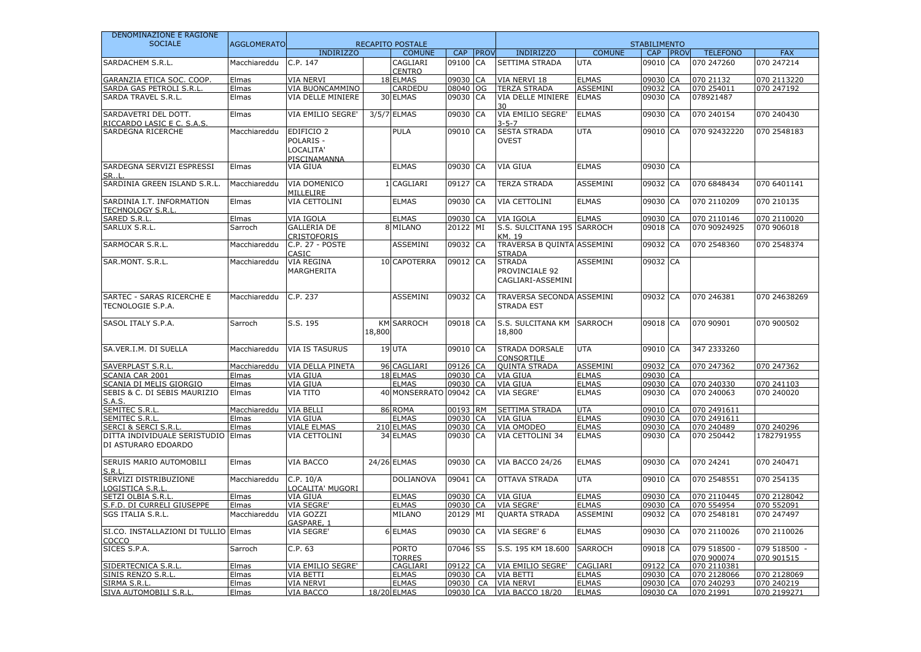| DENOMINAZIONE E RAGIONE SOCIALE | AGGLOMERATO | RECAPITO POSTALE | | | | | STABILIMENTO | | | | | |
|---|---|---|---|---|---|---|---|---|---|---|---|---|
| | | INDIRIZZO | | COMUNE | CAP | PROV | INDIRIZZO | COMUNE | CAP | PROV | TELEFONO | FAX |
| SARDACHEM S.R.L. | Macchiareddu | C.P. 147 | | CAGLIARI CENTRO | 09100 | CA | SETTIMA STRADA | UTA | 09010 | CA | 070 247260 | 070 247214 |
| GARANZIA ETICA SOC. COOP. | Elmas | VIA NERVI | 18 | ELMAS | 09030 | CA | VIA NERVI 18 | ELMAS | 09030 | CA | 070 21132 | 070 2113220 |
| SARDA GAS PETROLI S.R.L. | Elmas | VIA BUONCAMMINO | | CARDEDU | 08040 | OG | TERZA STRADA | ASSEMINI | 09032 | CA | 070 254011 | 070 247192 |
| SARDA TRAVEL S.R.L. | Elmas | VIA DELLE MINIERE | 30 | ELMAS | 09030 | CA | VIA DELLE MINIERE 30 | ELMAS | 09030 | CA | 078921487 | |
| SARDAVETRI DEL DOTT. RICCARDO LASIC E C. S.A.S. | Elmas | VIA EMILIO SEGRE' | 3/5/7 | ELMAS | 09030 | CA | VIA EMILIO SEGRE' 3-5-7 | ELMAS | 09030 | CA | 070 240154 | 070 240430 |
| SARDEGNA RICERCHE | Macchiareddu | EDIFICIO 2 POLARIS - LOCALITA' PISCINAMANNA | | PULA | 09010 | CA | SESTA STRADA OVEST | UTA | 09010 | CA | 070 92432220 | 070 2548183 |
| SARDEGNA SERVIZI ESPRESSI SR..L. | Elmas | VIA GIUA | | ELMAS | 09030 | CA | VIA GIUA | ELMAS | 09030 | CA | | |
| SARDINIA GREEN ISLAND S.R.L. | Macchiareddu | VIA DOMENICO MILLELIRE | 1 | CAGLIARI | 09127 | CA | TERZA STRADA | ASSEMINI | 09032 | CA | 070 6848434 | 070 6401141 |
| SARDINIA I.T. INFORMATION TECHNOLOGY S.R.L. | Elmas | VIA CETTOLINI | | ELMAS | 09030 | CA | VIA CETTOLINI | ELMAS | 09030 | CA | 070 2110209 | 070 210135 |
| SARED S.R.L. | Elmas | VIA IGOLA | | ELMAS | 09030 | CA | VIA IGOLA | ELMAS | 09030 | CA | 070 2110146 | 070 2110020 |
| SARLUX S.R.L. | Sarroch | GALLERIA DE CRISTOFORIS | 8 | MILANO | 20122 | MI | S.S. SULCITANA 195 KM. 19 | SARROCH | 09018 | CA | 070 90924925 | 070 906018 |
| SARMOCAR S.R.L. | Macchiareddu | C.P. 27 - POSTE CASIC | | ASSEMINI | 09032 | CA | TRAVERSA B QUINTA STRADA | ASSEMINI | 09032 | CA | 070 2548360 | 070 2548374 |
| SAR.MONT. S.R.L. | Macchiareddu | VIA REGINA MARGHERITA | 10 | CAPOTERRA | 09012 | CA | STRADA PROVINCIALE 92 CAGLIARI-ASSEMINI | ASSEMINI | 09032 | CA | | |
| SARTEC - SARAS RICERCHE E TECNOLOGIE S.P.A. | Macchiareddu | C.P. 237 | | ASSEMINI | 09032 | CA | TRAVERSA SECONDA STRADA EST | ASSEMINI | 09032 | CA | 070 246381 | 070 24638269 |
| SASOL ITALY S.P.A. | Sarroch | S.S. 195 | KM 18,800 | SARROCH | 09018 | CA | S.S. SULCITANA KM 18,800 | SARROCH | 09018 | CA | 070 90901 | 070 900502 |
| SA.VER.I.M. DI SUELLA | Macchiareddu | VIA IS TASURUS | 19 | UTA | 09010 | CA | STRADA DORSALE CONSORTILE | UTA | 09010 | CA | 347 2333260 | |
| SAVERPLAST S.R.L. | Macchiareddu | VIA DELLA PINETA | 96 | CAGLIARI | 09126 | CA | QUINTA STRADA | ASSEMINI | 09032 | CA | 070 247362 | 070 247362 |
| SCANIA CAR 2001 | Elmas | VIA GIUA | 18 | ELMAS | 09030 | CA | VIA GIUA | ELMAS | 09030 | CA | | |
| SCANIA DI MELIS GIORGIO | Elmas | VIA GIUA | | ELMAS | 09030 | CA | VIA GIUA | ELMAS | 09030 | CA | 070 240330 | 070 241103 |
| SEBIS & C. DI SEBIS MAURIZIO S.A.S. | Elmas | VIA TITO | 40 | MONSERRATO | 09042 | CA | VIA SEGRE' | ELMAS | 09030 | CA | 070 240063 | 070 240020 |
| SEMITEC S.R.L. | Macchiareddu | VIA BELLI | 86 | ROMA | 00193 | RM | SETTIMA STRADA | UTA | 09010 | CA | 070 2491611 | |
| SEMITEC S.R.L. | Elmas | VIA GIUA | | ELMAS | 09030 | CA | VIA GIUA | ELMAS | 09030 | CA | 070 2491611 | |
| SERCI & SERCI S.R.L. | Elmas | VIALE ELMAS | 210 | ELMAS | 09030 | CA | VIA OMODEO | ELMAS | 09030 | CA | 070 240489 | 070 240296 |
| DITTA INDIVIDUALE SERISTUDIO DI ASTURARO EDOARDO | Elmas | VIA CETTOLINI | 34 | ELMAS | 09030 | CA | VIA CETTOLINI 34 | ELMAS | 09030 | CA | 070 250442 | 1782791955 |
| SERUIS MARIO AUTOMOBILI S.R.L. | Elmas | VIA BACCO | 24/26 | ELMAS | 09030 | CA | VIA BACCO 24/26 | ELMAS | 09030 | CA | 070 24241 | 070 240471 |
| SERVIZI DISTRIBUZIONE LOGISTICA S.R.L. | Macchiareddu | C.P. 10/A LOCALITA' MUGORI | | DOLIANOVA | 09041 | CA | OTTAVA STRADA | UTA | 09010 | CA | 070 2548551 | 070 254135 |
| SETZI OLBIA S.R.L. | Elmas | VIA GIUA | | ELMAS | 09030 | CA | VIA GIUA | ELMAS | 09030 | CA | 070 2110445 | 070 2128042 |
| S.F.D. DI CURRELI GIUSEPPE | Elmas | VIA SEGRE' | | ELMAS | 09030 | CA | VIA SEGRE' | ELMAS | 09030 | CA | 070 554954 | 070 552091 |
| SGS ITALIA S.R.L. | Macchiareddu | VIA GOZZI GASPARE, 1 | | MILANO | 20129 | MI | QUARTA STRADA | ASSEMINI | 09032 | CA | 070 2548181 | 070 247497 |
| SI.CO. INSTALLAZIONI DI TULLIO COCCO | Elmas | VIA SEGRE' | 6 | ELMAS | 09030 | CA | VIA SEGRE' 6 | ELMAS | 09030 | CA | 070 2110026 | 070 2110026 |
| SICES S.P.A. | Sarroch | C.P. 63 | | PORTO TORRES | 07046 | SS | S.S. 195 KM 18.600 | SARROCH | 09018 | CA | 079 518500 - 070 900074 | 079 518500 - 070 901515 |
| SIDERTECNICA S.R.L. | Elmas | VIA EMILIO SEGRE' | | CAGLIARI | 09122 | CA | VIA EMILIO SEGRE' | CAGLIARI | 09122 | CA | 070 2110381 | |
| SINIS RENZO S.R.L. | Elmas | VIA BETTI | | ELMAS | 09030 | CA | VIA BETTI | ELMAS | 09030 | CA | 070 2128066 | 070 2128069 |
| SIRMA S.R.L. | Elmas | VIA NERVI | | ELMAS | 09030 | CA | VIA NERVI | ELMAS | 09030 | CA | 070 240293 | 070 240219 |
| SIVA AUTOMOBILI S.R.L. | Elmas | VIA BACCO | 18/20 | ELMAS | 09030 | CA | VIA BACCO 18/20 | ELMAS | 09030 | CA | 070 21991 | 070 2199271 |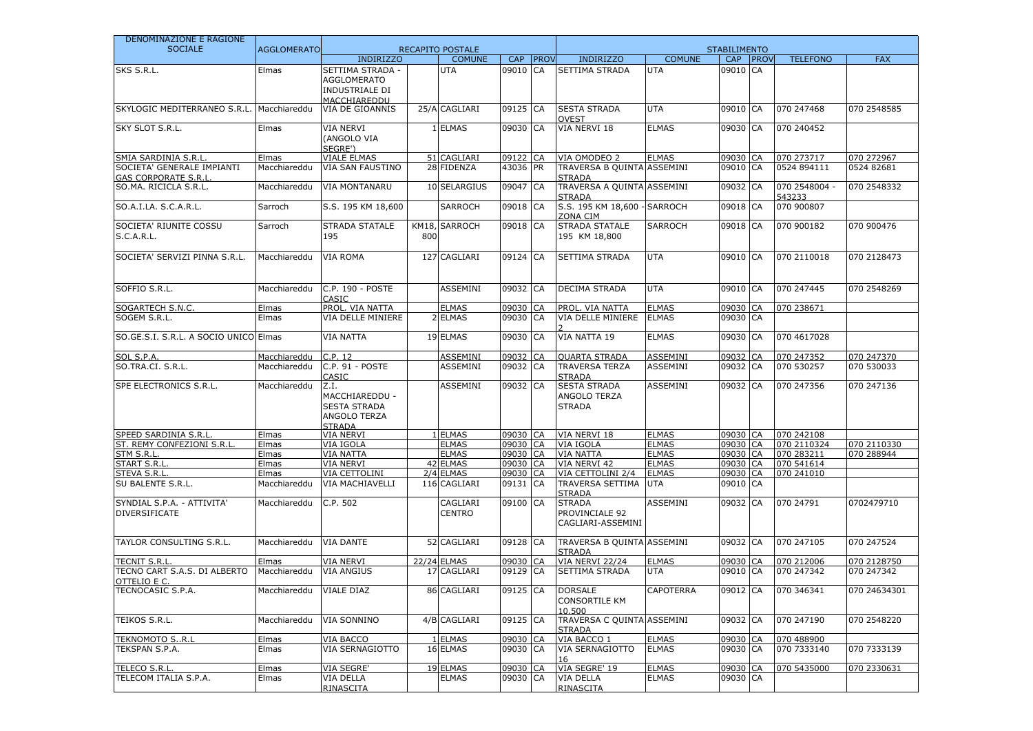| DENOMINAZIONE E RAGIONE SOCIALE | AGGLOMERATO | RECAPITO POSTALE | | | | | STABILIMENTO | | | | | |
|---|---|---|---|---|---|---|---|---|---|---|---|---|
| | | INDIRIZZO | | COMUNE | CAP | PROV | INDIRIZZO | COMUNE | CAP | PROV | TELEFONO | FAX |
| SKS S.R.L. | Elmas | SETTIMA STRADA - AGGLOMERATO INDUSTRIALE DI MACCHIAREDDU | | UTA | 09010 | CA | SETTIMA STRADA | UTA | 09010 | CA | | |
| SKYLOGIC MEDITERRANEO S.R.L. | Macchiareddu | VIA DE GIOANNIS | 25/A | CAGLIARI | 09125 | CA | SESTA STRADA OVEST | UTA | 09010 | CA | 070 247468 | 070 2548585 |
| SKY SLOT S.R.L. | Elmas | VIA NERVI (ANGOLO VIA SEGRE') | 1 | ELMAS | 09030 | CA | VIA NERVI 18 | ELMAS | 09030 | CA | 070 240452 | |
| SMIA SARDINIA S.R.L. | Elmas | VIALE ELMAS | 51 | CAGLIARI | 09122 | CA | VIA OMODEO 2 | ELMAS | 09030 | CA | 070 273717 | 070 272967 |
| SOCIETA' GENERALE IMPIANTI GAS CORPORATE S.R.L. | Macchiareddu | VIA SAN FAUSTINO | 28 | FIDENZA | 43036 | PR | TRAVERSA B QUINTA STRADA | ASSEMINI | 09010 | CA | 0524 894111 | 0524 82681 |
| SO.MA. RICICLA S.R.L. | Macchiareddu | VIA MONTANARU | 10 | SELARGIUS | 09047 | CA | TRAVERSA A QUINTA STRADA | ASSEMINI | 09032 | CA | 070 2548004 - 543233 | 070 2548332 |
| SO.A.I.LA. S.C.A.R.L. | Sarroch | S.S. 195 KM 18,600 | | SARROCH | 09018 | CA | S.S. 195 KM 18,600 - ZONA CIM | SARROCH | 09018 | CA | 070 900807 | |
| SOCIETA' RIUNITE COSSU S.C.A.R.L. | Sarroch | STRADA STATALE 195 | KM18, 800 | SARROCH | 09018 | CA | STRADA STATALE 195 KM 18,800 | SARROCH | 09018 | CA | 070 900182 | 070 900476 |
| SOCIETA' SERVIZI PINNA S.R.L. | Macchiareddu | VIA ROMA | 127 | CAGLIARI | 09124 | CA | SETTIMA STRADA | UTA | 09010 | CA | 070 2110018 | 070 2128473 |
| SOFFIO S.R.L. | Macchiareddu | C.P. 190 - POSTE CASIC | | ASSEMINI | 09032 | CA | DECIMA STRADA | UTA | 09010 | CA | 070 247445 | 070 2548269 |
| SOGARTECH S.N.C. | Elmas | PROL. VIA NATTA | | ELMAS | 09030 | CA | PROL. VIA NATTA | ELMAS | 09030 | CA | 070 238671 | |
| SOGEM S.R.L. | Elmas | VIA DELLE MINIERE | 2 | ELMAS | 09030 | CA | VIA DELLE MINIERE 2 | ELMAS | 09030 | CA | | |
| SO.GE.S.I. S.R.L. A SOCIO UNICO | Elmas | VIA NATTA | 19 | ELMAS | 09030 | CA | VIA NATTA 19 | ELMAS | 09030 | CA | 070 4617028 | |
| SOL S.P.A. | Macchiareddu | C.P. 12 | | ASSEMINI | 09032 | CA | QUARTA STRADA | ASSEMINI | 09032 | CA | 070 247352 | 070 247370 |
| SO.TRA.CI. S.R.L. | Macchiareddu | C.P. 91 - POSTE CASIC | | ASSEMINI | 09032 | CA | TRAVERSA TERZA STRADA | ASSEMINI | 09032 | CA | 070 530257 | 070 530033 |
| SPE ELECTRONICS S.R.L. | Macchiareddu | Z.I. MACCHIAREDDU - SESTA STRADA ANGOLO TERZA STRADA | | ASSEMINI | 09032 | CA | SESTA STRADA ANGOLO TERZA STRADA | ASSEMINI | 09032 | CA | 070 247356 | 070 247136 |
| SPEED SARDINIA S.R.L. | Elmas | VIA NERVI | 1 | ELMAS | 09030 | CA | VIA NERVI 18 | ELMAS | 09030 | CA | 070 242108 | |
| ST. REMY CONFEZIONI S.R.L. | Elmas | VIA IGOLA | | ELMAS | 09030 | CA | VIA IGOLA | ELMAS | 09030 | CA | 070 2110324 | 070 2110330 |
| STM S.R.L. | Elmas | VIA NATTA | | ELMAS | 09030 | CA | VIA NATTA | ELMAS | 09030 | CA | 070 283211 | 070 288944 |
| START S.R.L. | Elmas | VIA NERVI | 42 | ELMAS | 09030 | CA | VIA NERVI 42 | ELMAS | 09030 | CA | 070 541614 | |
| STEVA S.R.L. | Elmas | VIA CETTOLINI | 2/4 | ELMAS | 09030 | CA | VIA CETTOLINI 2/4 | ELMAS | 09030 | CA | 070 241010 | |
| SU BALENTE S.R.L. | Macchiareddu | VIA MACHIAVELLI | 116 | CAGLIARI | 09131 | CA | TRAVERSA SETTIMA STRADA | UTA | 09010 | CA | | |
| SYNDIAL S.P.A. - ATTIVITA' DIVERSIFICATE | Macchiareddu | C.P. 502 | | CAGLIARI CENTRO | 09100 | CA | STRADA PROVINCIALE 92 CAGLIARI-ASSEMINI | ASSEMINI | 09032 | CA | 070 24791 | 0702479710 |
| TAYLOR CONSULTING S.R.L. | Macchiareddu | VIA DANTE | 52 | CAGLIARI | 09128 | CA | TRAVERSA B QUINTA STRADA | ASSEMINI | 09032 | CA | 070 247105 | 070 247524 |
| TECNIT S.R.L. | Elmas | VIA NERVI | 22/24 | ELMAS | 09030 | CA | VIA NERVI 22/24 | ELMAS | 09030 | CA | 070 212006 | 070 2128750 |
| TECNO CART S.A.S. DI ALBERTO OTTELIO E C. | Macchiareddu | VIA ANGIUS | 17 | CAGLIARI | 09129 | CA | SETTIMA STRADA | UTA | 09010 | CA | 070 247342 | 070 247342 |
| TECNOCASIC S.P.A. | Macchiareddu | VIALE DIAZ | 86 | CAGLIARI | 09125 | CA | DORSALE CONSORTILE KM 10,500 | CAPOTERRA | 09012 | CA | 070 346341 | 070 24634301 |
| TEIKOS S.R.L. | Macchiareddu | VIA SONNINO | 4/B | CAGLIARI | 09125 | CA | TRAVERSA C QUINTA STRADA | ASSEMINI | 09032 | CA | 070 247190 | 070 2548220 |
| TEKNOMOTO S..R.L | Elmas | VIA BACCO | 1 | ELMAS | 09030 | CA | VIA BACCO 1 | ELMAS | 09030 | CA | 070 488900 | |
| TEKSPAN S.P.A. | Elmas | VIA SERNAGIOTTO | 16 | ELMAS | 09030 | CA | VIA SERNAGIOTTO 16 | ELMAS | 09030 | CA | 070 7333140 | 070 7333139 |
| TELECO S.R.L. | Elmas | VIA SEGRE' | 19 | ELMAS | 09030 | CA | VIA SEGRE' 19 | ELMAS | 09030 | CA | 070 5435000 | 070 2330631 |
| TELECOM ITALIA S.P.A. | Elmas | VIA DELLA RINASCITA | | ELMAS | 09030 | CA | VIA DELLA RINASCITA | ELMAS | 09030 | CA | | |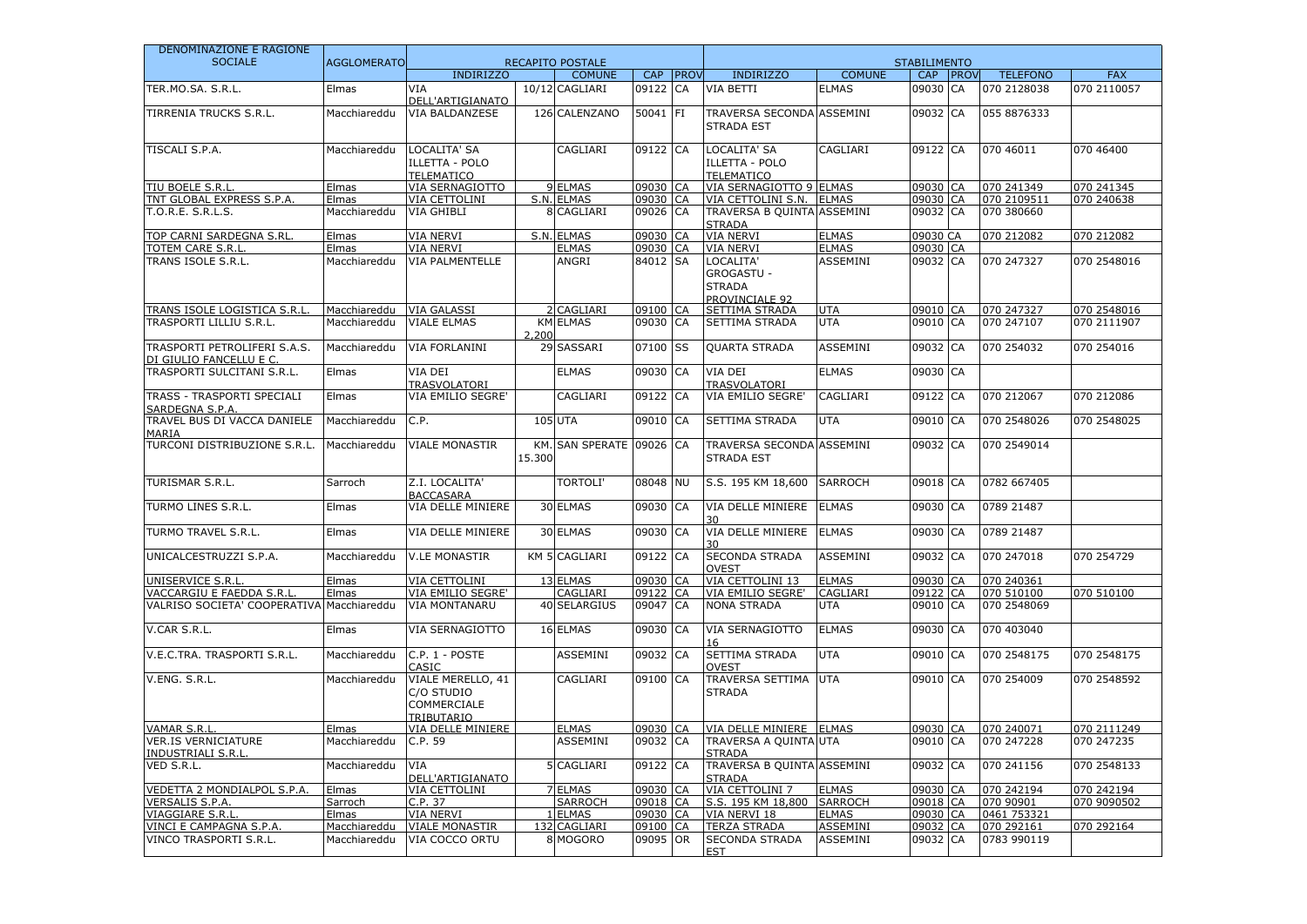| DENOMINAZIONE E RAGIONE SOCIALE | AGGLOMERATO | RECAPITO POSTALE | | | | | STABILIMENTO | | | | | |
|---|---|---|---|---|---|---|---|---|---|---|---|---|
| | | INDIRIZZO | | COMUNE | CAP | PROV | INDIRIZZO | COMUNE | CAP | PROV | TELEFONO | FAX |
| TER.MO.SA. S.R.L. | Elmas | VIA DELL'ARTIGIANATO | 10/12 | CAGLIARI | 09122 | CA | VIA BETTI | ELMAS | 09030 | CA | 070 2128038 | 070 2110057 |
| TIRRENIA TRUCKS S.R.L. | Macchiareddu | VIA BALDANZESE | 126 | CALENZANO | 50041 | FI | TRAVERSA SECONDA STRADA EST | ASSEMINI | 09032 | CA | 055 8876333 | |
| TISCALI S.P.A. | Macchiareddu | LOCALITA' SA ILLETTA - POLO TELEMATICO | | CAGLIARI | 09122 | CA | LOCALITA' SA ILLETTA - POLO TELEMATICO | CAGLIARI | 09122 | CA | 070 46011 | 070 46400 |
| TIU BOELE S.R.L. | Elmas | VIA SERNAGIOTTO | 9 | ELMAS | 09030 | CA | VIA SERNAGIOTTO 9 | ELMAS | 09030 | CA | 070 241349 | 070 241345 |
| TNT GLOBAL EXPRESS S.P.A. | Elmas | VIA CETTOLINI | S.N. | ELMAS | 09030 | CA | VIA CETTOLINI S.N. | ELMAS | 09030 | CA | 070 2109511 | 070 240638 |
| T.O.R.E. S.R.L.S. | Macchiareddu | VIA GHIBLI | 8 | CAGLIARI | 09026 | CA | TRAVERSA B QUINTA STRADA | ASSEMINI | 09032 | CA | 070 380660 | |
| TOP CARNI SARDEGNA S.RL. | Elmas | VIA NERVI | S.N. | ELMAS | 09030 | CA | VIA NERVI | ELMAS | 09030 | CA | 070 212082 | 070 212082 |
| TOTEM CARE S.R.L. | Elmas | VIA NERVI | | ELMAS | 09030 | CA | VIA NERVI | ELMAS | 09030 | CA | | |
| TRANS ISOLE S.R.L. | Macchiareddu | VIA PALMENTELLE | | ANGRI | 84012 | SA | LOCALITA' GROGASTU - STRADA PROVINCIALE 92 | ASSEMINI | 09032 | CA | 070 247327 | 070 2548016 |
| TRANS ISOLE LOGISTICA S.R.L. | Macchiareddu | VIA GALASSI | 2 | CAGLIARI | 09100 | CA | SETTIMA STRADA | UTA | 09010 | CA | 070 247327 | 070 2548016 |
| TRASPORTI LILLIU S.R.L. | Macchiareddu | VIALE ELMAS | KM 2,200 | ELMAS | 09030 | CA | SETTIMA STRADA | UTA | 09010 | CA | 070 247107 | 070 2111907 |
| TRASPORTI PETROLIFERI S.A.S. DI GIULIO FANCELLU E C. | Macchiareddu | VIA FORLANINI | 29 | SASSARI | 07100 | SS | QUARTA STRADA | ASSEMINI | 09032 | CA | 070 254032 | 070 254016 |
| TRASPORTI SULCITANI S.R.L. | Elmas | VIA DEI TRASVOLATORI | | ELMAS | 09030 | CA | VIA DEI TRASVOLATORI | ELMAS | 09030 | CA | | |
| TRASS - TRASPORTI SPECIALI SARDEGNA S.P.A. | Elmas | VIA EMILIO SEGRE' | | CAGLIARI | 09122 | CA | VIA EMILIO SEGRE' | CAGLIARI | 09122 | CA | 070 212067 | 070 212086 |
| TRAVEL BUS DI VACCA DANIELE MARIA | Macchiareddu | C.P. | 105 | UTA | 09010 | CA | SETTIMA STRADA | UTA | 09010 | CA | 070 2548026 | 070 2548025 |
| TURCONI DISTRIBUZIONE S.R.L. | Macchiareddu | VIALE MONASTIR | KM. 15.300 | SAN SPERATE | 09026 | CA | TRAVERSA SECONDA STRADA EST | ASSEMINI | 09032 | CA | 070 2549014 | |
| TURISMAR S.R.L. | Sarroch | Z.I. LOCALITA' BACCASARA | | TORTOLI' | 08048 | NU | S.S. 195 KM 18,600 | SARROCH | 09018 | CA | 0782 667405 | |
| TURMO LINES S.R.L. | Elmas | VIA DELLE MINIERE | 30 | ELMAS | 09030 | CA | VIA DELLE MINIERE 30 | ELMAS | 09030 | CA | 0789 21487 | |
| TURMO TRAVEL S.R.L. | Elmas | VIA DELLE MINIERE | 30 | ELMAS | 09030 | CA | VIA DELLE MINIERE 30 | ELMAS | 09030 | CA | 0789 21487 | |
| UNICALCESTRUZZI S.P.A. | Macchiareddu | V.LE MONASTIR | KM 5 | CAGLIARI | 09122 | CA | SECONDA STRADA OVEST | ASSEMINI | 09032 | CA | 070 247018 | 070 254729 |
| UNISERVICE S.R.L. | Elmas | VIA CETTOLINI | 13 | ELMAS | 09030 | CA | VIA CETTOLINI 13 | ELMAS | 09030 | CA | 070 240361 | |
| VACCARGIU E FAEDDA S.R.L. | Elmas | VIA EMILIO SEGRE' | | CAGLIARI | 09122 | CA | VIA EMILIO SEGRE' | CAGLIARI | 09122 | CA | 070 510100 | 070 510100 |
| VALRISO SOCIETA' COOPERATIVA | Macchiareddu | VIA MONTANARU | 40 | SELARGIUS | 09047 | CA | NONA STRADA | UTA | 09010 | CA | 070 2548069 | |
| V.CAR S.R.L. | Elmas | VIA SERNAGIOTTO | 16 | ELMAS | 09030 | CA | VIA SERNAGIOTTO 16 | ELMAS | 09030 | CA | 070 403040 | |
| V.E.C.TRA. TRASPORTI S.R.L. | Macchiareddu | C.P. 1 - POSTE CASIC | | ASSEMINI | 09032 | CA | SETTIMA STRADA OVEST | UTA | 09010 | CA | 070 2548175 | 070 2548175 |
| V.ENG. S.R.L. | Macchiareddu | VIALE MERELLO, 41 C/O STUDIO COMMERCIALE TRIBUTARIO | | CAGLIARI | 09100 | CA | TRAVERSA SETTIMA STRADA | UTA | 09010 | CA | 070 254009 | 070 2548592 |
| VAMAR S.R.L. | Elmas | VIA DELLE MINIERE | | ELMAS | 09030 | CA | VIA DELLE MINIERE | ELMAS | 09030 | CA | 070 240071 | 070 2111249 |
| VER.IS VERNICIATURE INDUSTRIALI S.R.L. | Macchiareddu | C.P. 59 | | ASSEMINI | 09032 | CA | TRAVERSA A QUINTA STRADA | UTA | 09010 | CA | 070 247228 | 070 247235 |
| VED S.R.L. | Macchiareddu | VIA DELL'ARTIGIANATO | 5 | CAGLIARI | 09122 | CA | TRAVERSA B QUINTA STRADA | ASSEMINI | 09032 | CA | 070 241156 | 070 2548133 |
| VEDETTA 2 MONDIALPOL S.P.A. | Elmas | VIA CETTOLINI | 7 | ELMAS | 09030 | CA | VIA CETTOLINI 7 | ELMAS | 09030 | CA | 070 242194 | 070 242194 |
| VERSALIS S.P.A. | Sarroch | C.P. 37 | | SARROCH | 09018 | CA | S.S. 195 KM 18,800 | SARROCH | 09018 | CA | 070 90901 | 070 9090502 |
| VIAGGIARE S.R.L. | Elmas | VIA NERVI | 1 | ELMAS | 09030 | CA | VIA NERVI 18 | ELMAS | 09030 | CA | 0461 753321 | |
| VINCI E CAMPAGNA S.P.A. | Macchiareddu | VIALE MONASTIR | 132 | CAGLIARI | 09100 | CA | TERZA STRADA | ASSEMINI | 09032 | CA | 070 292161 | 070 292164 |
| VINCO TRASPORTI S.R.L. | Macchiareddu | VIA COCCO ORTU | 8 | MOGORO | 09095 | OR | SECONDA STRADA EST | ASSEMINI | 09032 | CA | 0783 990119 | |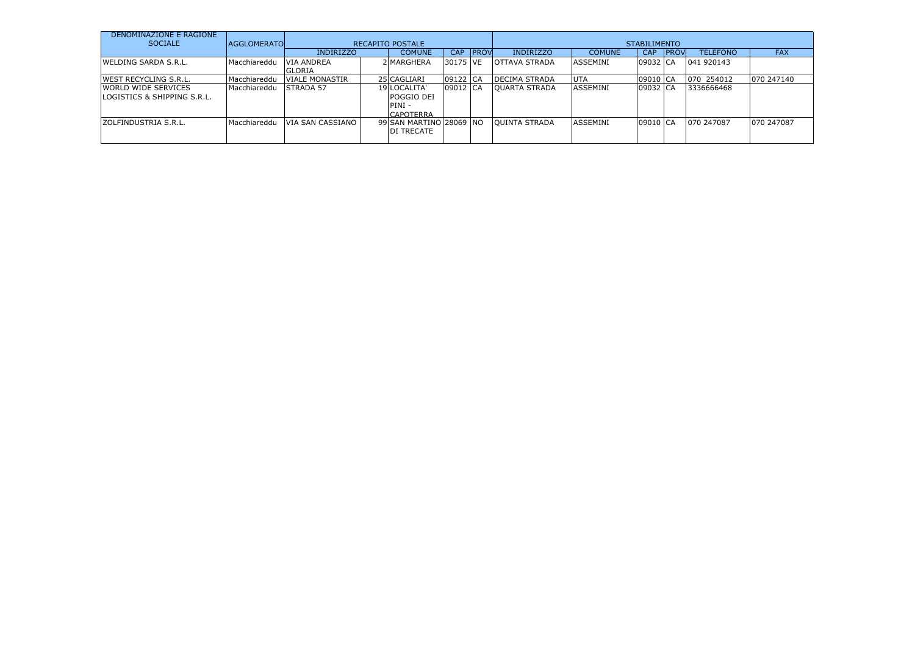| DENOMINAZIONE E RAGIONE SOCIALE | AGGLOMERATO | RECAPITO POSTALE | | | | | STABILIMENTO | | | | | |
|---|---|---|---|---|---|---|---|---|---|---|---|---|
| | | INDIRIZZO | | COMUNE | CAP | PROV | INDIRIZZO | COMUNE | CAP | PROV | TELEFONO | FAX |
| WELDING SARDA S.R.L. | Macchiareddu | VIA ANDREA GLORIA | 2 | MARGHERA | 30175 | VE | OTTAVA STRADA | ASSEMINI | 09032 | CA | 041 920143 | |
| WEST RECYCLING S.R.L. | Macchiareddu | VIALE MONASTIR | 25 | CAGLIARI | 09122 | CA | DECIMA STRADA | UTA | 09010 | CA | 070 254012 | 070 247140 |
| WORLD WIDE SERVICES LOGISTICS & SHIPPING S.R.L. | Macchiareddu | STRADA 57 | 19 | LOCALITA' POGGIO DEI PINI - CAPOTERRA | 09012 | CA | QUARTA STRADA | ASSEMINI | 09032 | CA | 3336666468 | |
| ZOLFINDUSTRIA S.R.L. | Macchiareddu | VIA SAN CASSIANO | 99 | SAN MARTINO DI TRECATE | 28069 | NO | QUINTA STRADA | ASSEMINI | 09010 | CA | 070 247087 | 070 247087 |